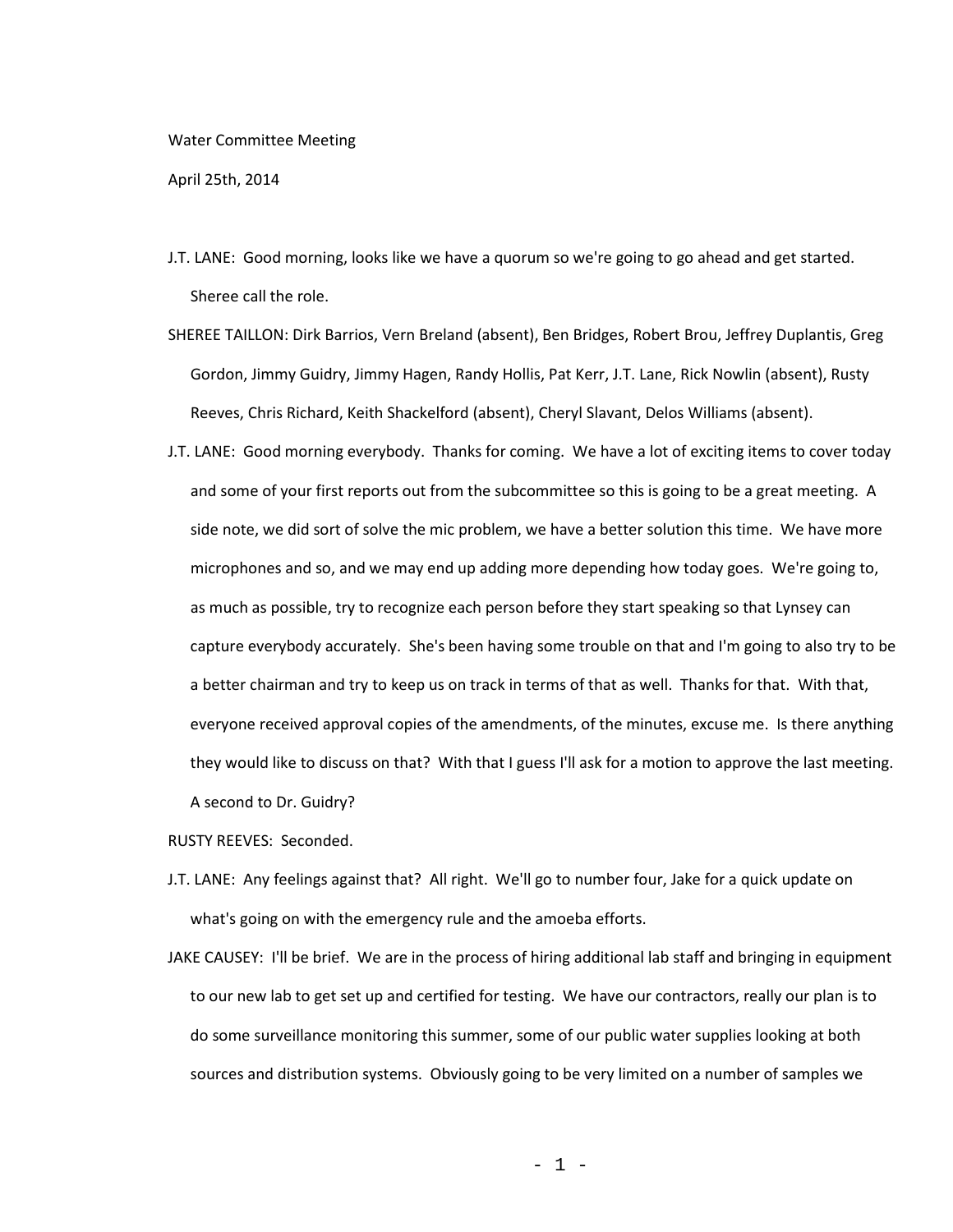Water Committee Meeting

April 25th, 2014

J.T. LANE: Good morning, looks like we have a quorum so we're going to go ahead and get started. Sheree call the role.

SHEREE TAILLON: Dirk Barrios, Vern Breland (absent), Ben Bridges, Robert Brou, Jeffrey Duplantis, Greg Gordon, Jimmy Guidry, Jimmy Hagen, Randy Hollis, Pat Kerr, J.T. Lane, Rick Nowlin (absent), Rusty Reeves, Chris Richard, Keith Shackelford (absent), Cheryl Slavant, Delos Williams (absent).

J.T. LANE: Good morning everybody. Thanks for coming. We have a lot of exciting items to cover today and some of your first reports out from the subcommittee so this is going to be a great meeting. A side note, we did sort of solve the mic problem, we have a better solution this time. We have more microphones and so, and we may end up adding more depending how today goes. We're going to, as much as possible, try to recognize each person before they start speaking so that Lynsey can capture everybody accurately. She's been having some trouble on that and I'm going to also try to be a better chairman and try to keep us on track in terms of that as well. Thanks for that. With that, everyone received approval copies of the amendments, of the minutes, excuse me. Is there anything they would like to discuss on that? With that I guess I'll ask for a motion to approve the last meeting. A second to Dr. Guidry?

RUSTY REEVES: Seconded.

J.T. LANE: Any feelings against that? All right. We'll go to number four, Jake for a quick update on what's going on with the emergency rule and the amoeba efforts.

JAKE CAUSEY: I'll be brief. We are in the process of hiring additional lab staff and bringing in equipment to our new lab to get set up and certified for testing. We have our contractors, really our plan is to do some surveillance monitoring this summer, some of our public water supplies looking at both sources and distribution systems. Obviously going to be very limited on a number of samples we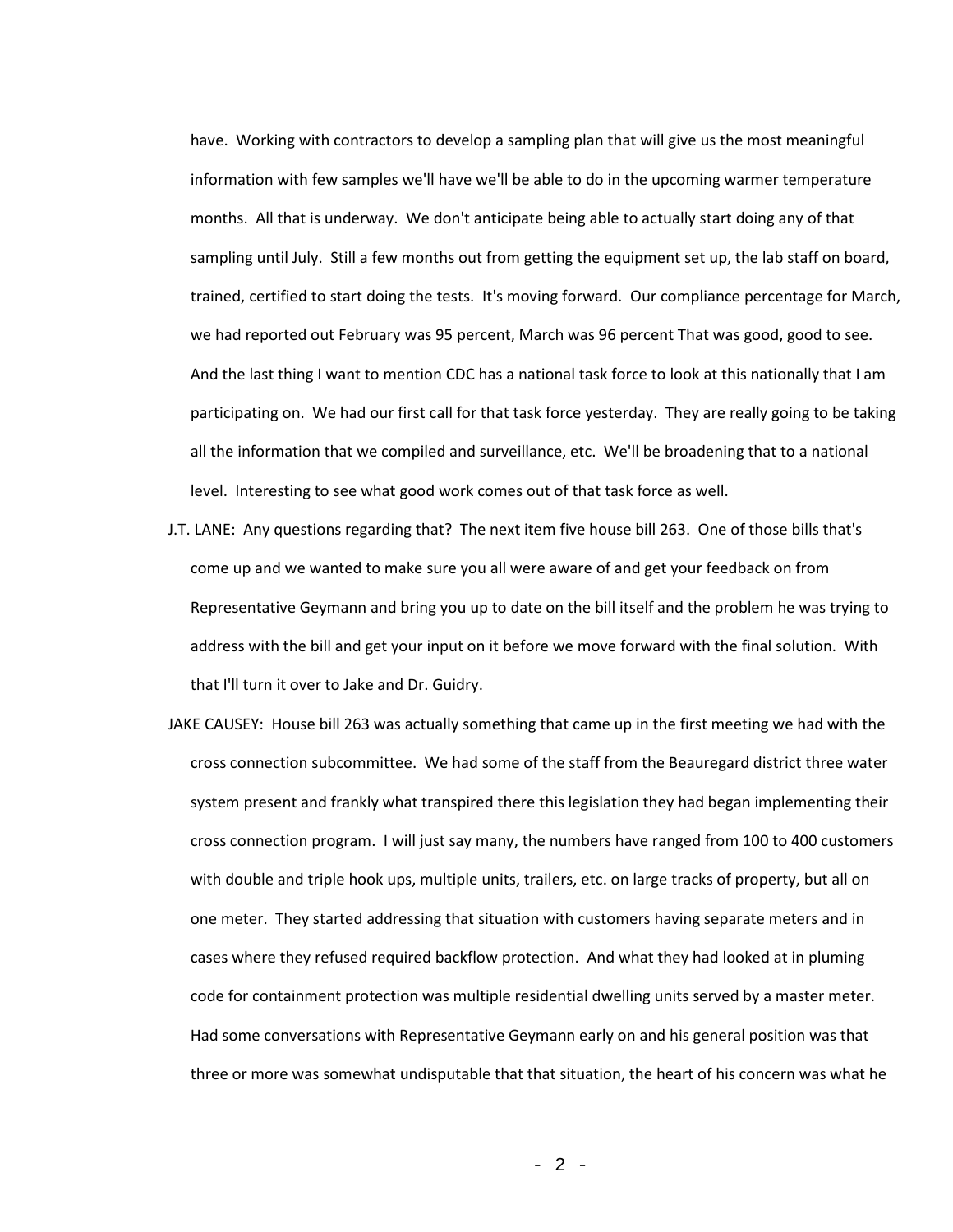have. Working with contractors to develop a sampling plan that will give us the most meaningful information with few samples we'll have we'll be able to do in the upcoming warmer temperature months. All that is underway. We don't anticipate being able to actually start doing any of that sampling until July. Still a few months out from getting the equipment set up, the lab staff on board, trained, certified to start doing the tests. It's moving forward. Our compliance percentage for March, we had reported out February was 95 percent, March was 96 percent That was good, good to see. And the last thing I want to mention CDC has a national task force to look at this nationally that I am participating on. We had our first call for that task force yesterday. They are really going to be taking all the information that we compiled and surveillance, etc. We'll be broadening that to a national level. Interesting to see what good work comes out of that task force as well.

J.T. LANE: Any questions regarding that? The next item five house bill 263. One of those bills that's come up and we wanted to make sure you all were aware of and get your feedback on from Representative Geymann and bring you up to date on the bill itself and the problem he was trying to address with the bill and get your input on it before we move forward with the final solution. With that I'll turn it over to Jake and Dr. Guidry.

JAKE CAUSEY: House bill 263 was actually something that came up in the first meeting we had with the cross connection subcommittee. We had some of the staff from the Beauregard district three water system present and frankly what transpired there this legislation they had began implementing their cross connection program. I will just say many, the numbers have ranged from 100 to 400 customers with double and triple hook ups, multiple units, trailers, etc. on large tracks of property, but all on one meter. They started addressing that situation with customers having separate meters and in cases where they refused required backflow protection. And what they had looked at in pluming code for containment protection was multiple residential dwelling units served by a master meter. Had some conversations with Representative Geymann early on and his general position was that three or more was somewhat undisputable that that situation, the heart of his concern was what he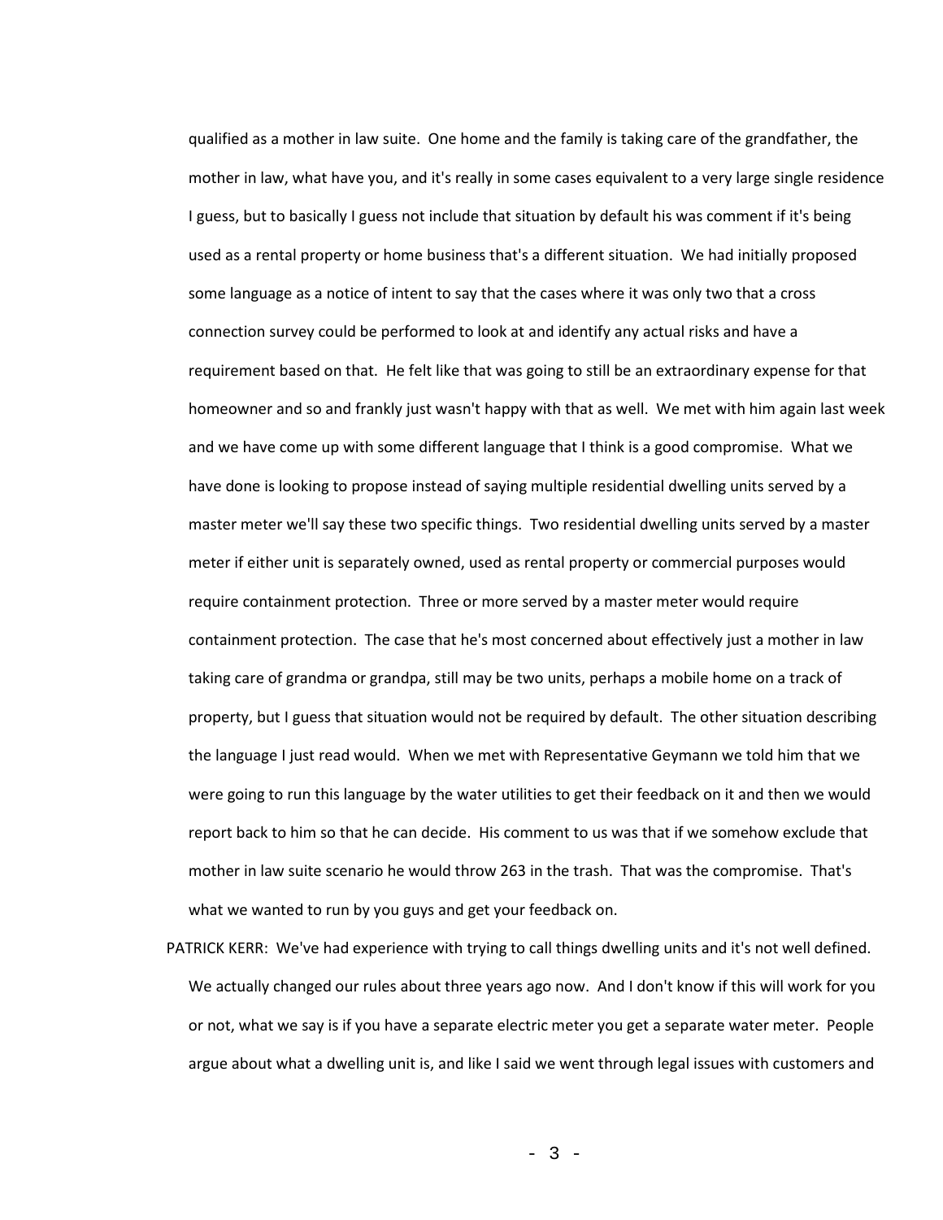qualified as a mother in law suite. One home and the family is taking care of the grandfather, the mother in law, what have you, and it's really in some cases equivalent to a very large single residence I guess, but to basically I guess not include that situation by default his was comment if it's being used as a rental property or home business that's a different situation. We had initially proposed some language as a notice of intent to say that the cases where it was only two that a cross connection survey could be performed to look at and identify any actual risks and have a requirement based on that. He felt like that was going to still be an extraordinary expense for that homeowner and so and frankly just wasn't happy with that as well. We met with him again last week and we have come up with some different language that I think is a good compromise. What we have done is looking to propose instead of saying multiple residential dwelling units served by a master meter we'll say these two specific things. Two residential dwelling units served by a master meter if either unit is separately owned, used as rental property or commercial purposes would require containment protection. Three or more served by a master meter would require containment protection. The case that he's most concerned about effectively just a mother in law taking care of grandma or grandpa, still may be two units, perhaps a mobile home on a track of property, but I guess that situation would not be required by default. The other situation describing the language I just read would. When we met with Representative Geymann we told him that we were going to run this language by the water utilities to get their feedback on it and then we would report back to him so that he can decide. His comment to us was that if we somehow exclude that mother in law suite scenario he would throw 263 in the trash. That was the compromise. That's what we wanted to run by you guys and get your feedback on.

PATRICK KERR: We've had experience with trying to call things dwelling units and it's not well defined. We actually changed our rules about three years ago now. And I don't know if this will work for you or not, what we say is if you have a separate electric meter you get a separate water meter. People argue about what a dwelling unit is, and like I said we went through legal issues with customers and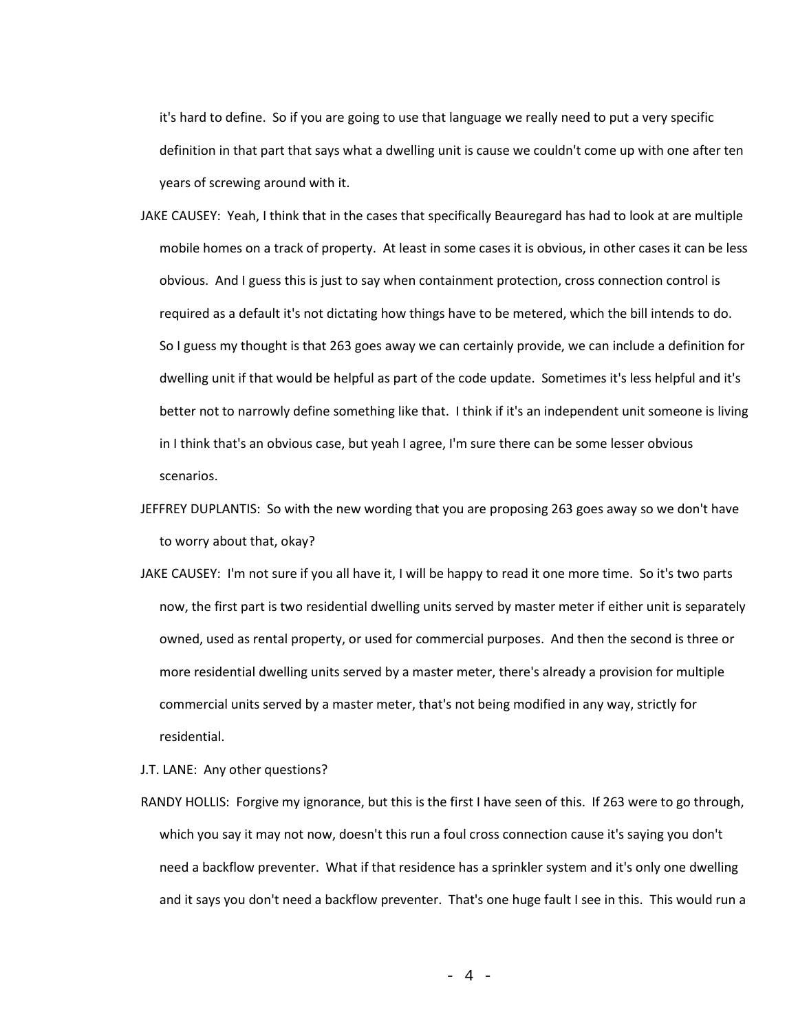it's hard to define. So if you are going to use that language we really need to put a very specific definition in that part that says what a dwelling unit is cause we couldn't come up with one after ten years of screwing around with it.

JAKE CAUSEY: Yeah, I think that in the cases that specifically Beauregard has had to look at are multiple mobile homes on a track of property. At least in some cases it is obvious, in other cases it can be less obvious. And I guess this is just to say when containment protection, cross connection control is required as a default it's not dictating how things have to be metered, which the bill intends to do. So I guess my thought is that 263 goes away we can certainly provide, we can include a definition for dwelling unit if that would be helpful as part of the code update. Sometimes it's less helpful and it's better not to narrowly define something like that. I think if it's an independent unit someone is living in I think that's an obvious case, but yeah I agree, I'm sure there can be some lesser obvious scenarios.

JEFFREY DUPLANTIS: So with the new wording that you are proposing 263 goes away so we don't have to worry about that, okay?

JAKE CAUSEY: I'm not sure if you all have it, I will be happy to read it one more time. So it's two parts now, the first part is two residential dwelling units served by master meter if either unit is separately owned, used as rental property, or used for commercial purposes. And then the second is three or more residential dwelling units served by a master meter, there's already a provision for multiple commercial units served by a master meter, that's not being modified in any way, strictly for residential.

J.T. LANE: Any other questions?

RANDY HOLLIS: Forgive my ignorance, but this is the first I have seen of this. If 263 were to go through, which you say it may not now, doesn't this run a foul cross connection cause it's saying you don't need a backflow preventer. What if that residence has a sprinkler system and it's only one dwelling and it says you don't need a backflow preventer. That's one huge fault I see in this. This would run a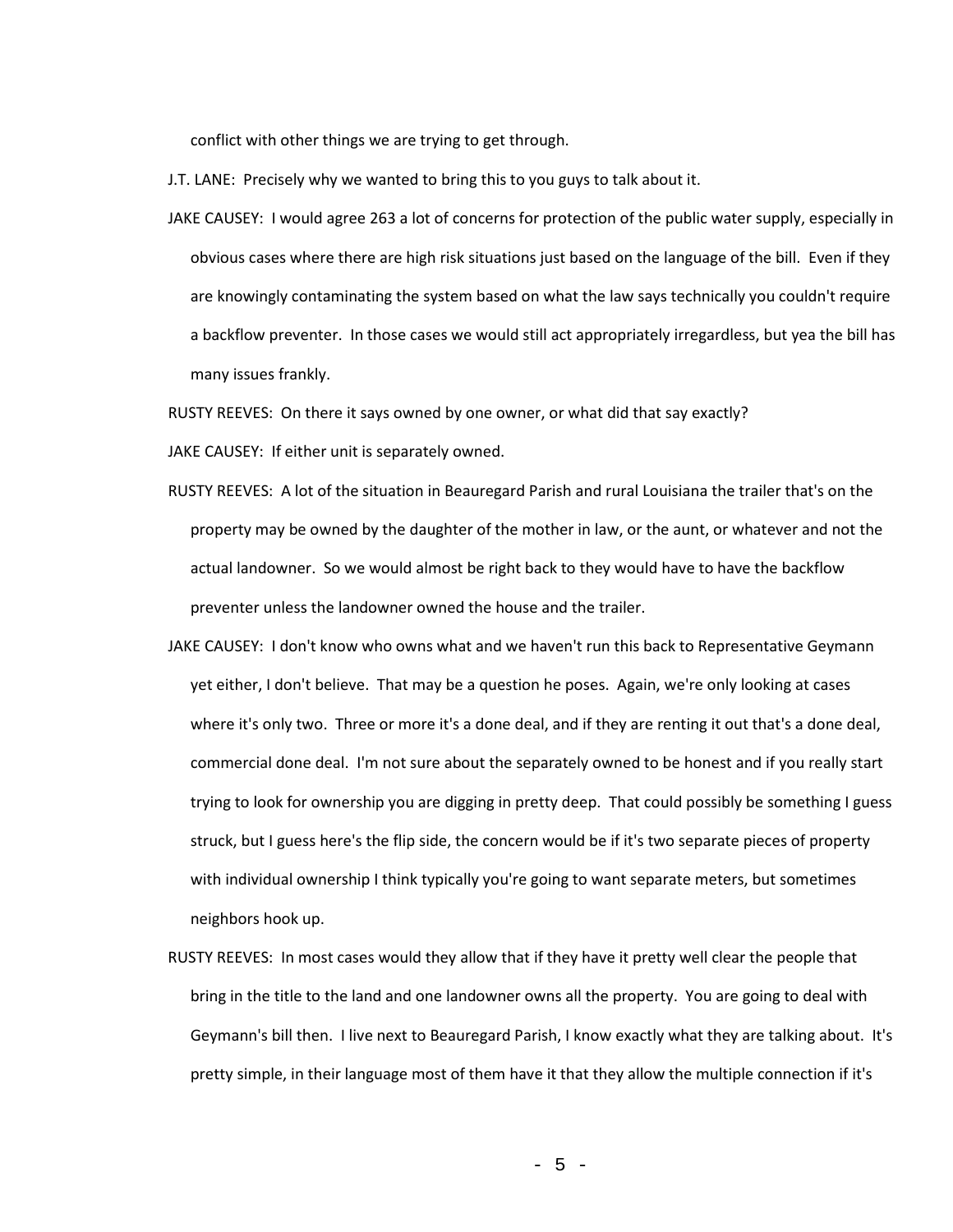conflict with other things we are trying to get through.

J.T. LANE: Precisely why we wanted to bring this to you guys to talk about it.

JAKE CAUSEY: I would agree 263 a lot of concerns for protection of the public water supply, especially in obvious cases where there are high risk situations just based on the language of the bill. Even if they are knowingly contaminating the system based on what the law says technically you couldn't require a backflow preventer. In those cases we would still act appropriately irregardless, but yea the bill has many issues frankly.

RUSTY REEVES: On there it says owned by one owner, or what did that say exactly?

JAKE CAUSEY: If either unit is separately owned.

RUSTY REEVES: A lot of the situation in Beauregard Parish and rural Louisiana the trailer that's on the property may be owned by the daughter of the mother in law, or the aunt, or whatever and not the actual landowner. So we would almost be right back to they would have to have the backflow preventer unless the landowner owned the house and the trailer.

JAKE CAUSEY: I don't know who owns what and we haven't run this back to Representative Geymann yet either, I don't believe. That may be a question he poses. Again, we're only looking at cases where it's only two. Three or more it's a done deal, and if they are renting it out that's a done deal, commercial done deal. I'm not sure about the separately owned to be honest and if you really start trying to look for ownership you are digging in pretty deep. That could possibly be something I guess struck, but I guess here's the flip side, the concern would be if it's two separate pieces of property with individual ownership I think typically you're going to want separate meters, but sometimes neighbors hook up.

RUSTY REEVES: In most cases would they allow that if they have it pretty well clear the people that bring in the title to the land and one landowner owns all the property. You are going to deal with Geymann's bill then. I live next to Beauregard Parish, I know exactly what they are talking about. It's pretty simple, in their language most of them have it that they allow the multiple connection if it's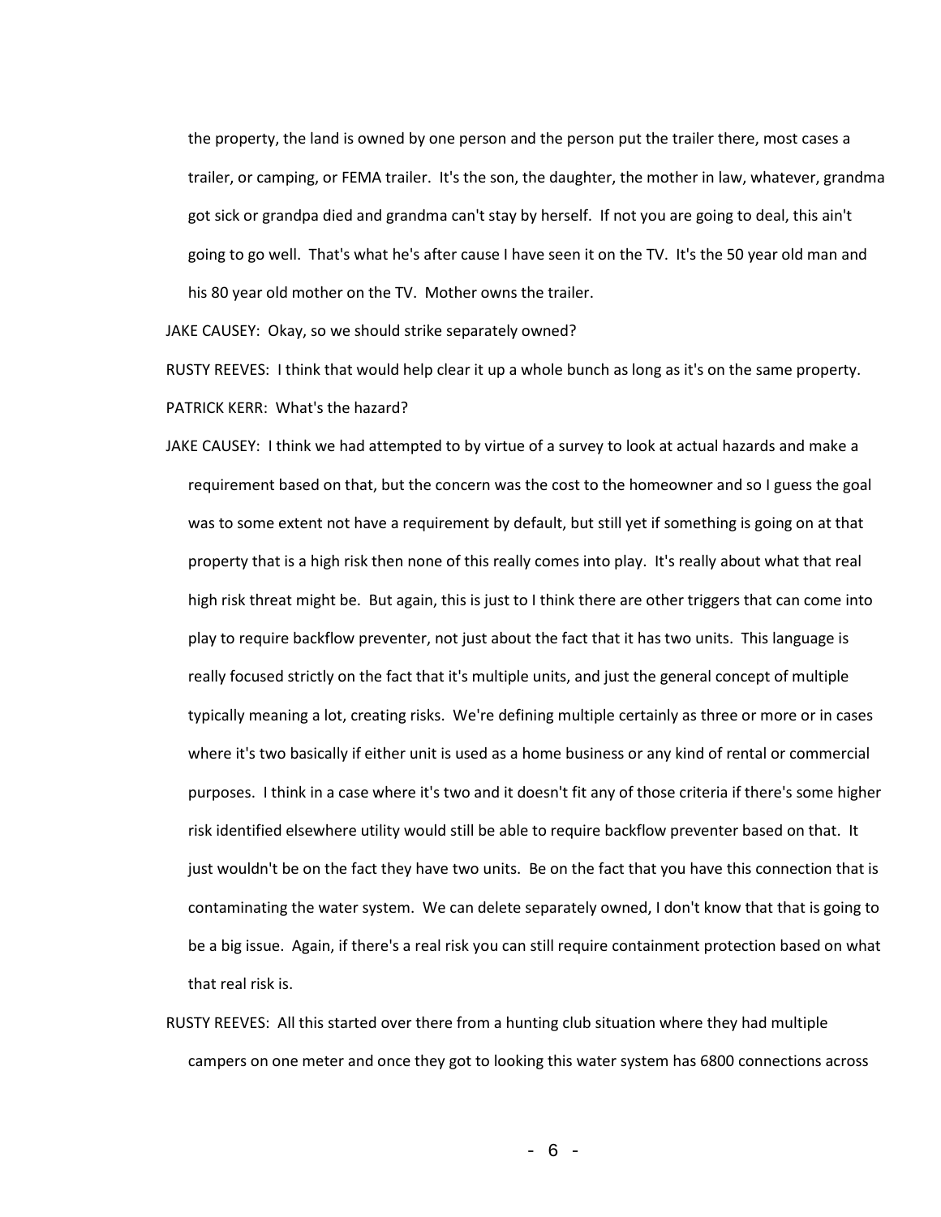the property, the land is owned by one person and the person put the trailer there, most cases a trailer, or camping, or FEMA trailer. It's the son, the daughter, the mother in law, whatever, grandma got sick or grandpa died and grandma can't stay by herself. If not you are going to deal, this ain't going to go well. That's what he's after cause I have seen it on the TV. It's the 50 year old man and his 80 year old mother on the TV. Mother owns the trailer.

JAKE CAUSEY: Okay, so we should strike separately owned?

RUSTY REEVES: I think that would help clear it up a whole bunch as long as it's on the same property.

PATRICK KERR: What's the hazard?

JAKE CAUSEY: I think we had attempted to by virtue of a survey to look at actual hazards and make a requirement based on that, but the concern was the cost to the homeowner and so I guess the goal was to some extent not have a requirement by default, but still yet if something is going on at that property that is a high risk then none of this really comes into play. It's really about what that real high risk threat might be. But again, this is just to I think there are other triggers that can come into play to require backflow preventer, not just about the fact that it has two units. This language is really focused strictly on the fact that it's multiple units, and just the general concept of multiple typically meaning a lot, creating risks. We're defining multiple certainly as three or more or in cases where it's two basically if either unit is used as a home business or any kind of rental or commercial purposes. I think in a case where it's two and it doesn't fit any of those criteria if there's some higher risk identified elsewhere utility would still be able to require backflow preventer based on that. It just wouldn't be on the fact they have two units. Be on the fact that you have this connection that is contaminating the water system. We can delete separately owned, I don't know that that is going to be a big issue. Again, if there's a real risk you can still require containment protection based on what that real risk is.

RUSTY REEVES: All this started over there from a hunting club situation where they had multiple campers on one meter and once they got to looking this water system has 6800 connections across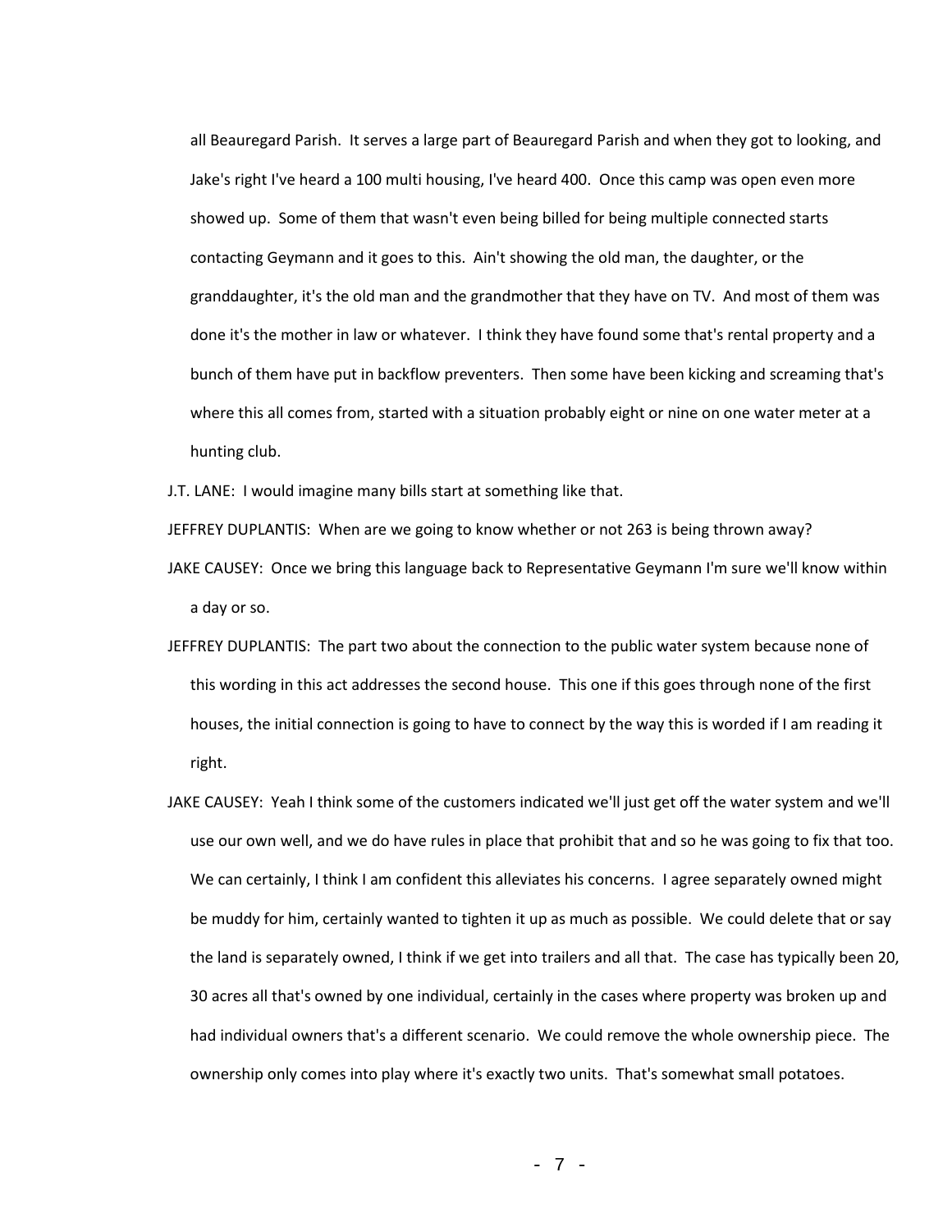all Beauregard Parish. It serves a large part of Beauregard Parish and when they got to looking, and Jake's right I've heard a 100 multi housing, I've heard 400. Once this camp was open even more showed up. Some of them that wasn't even being billed for being multiple connected starts contacting Geymann and it goes to this. Ain't showing the old man, the daughter, or the granddaughter, it's the old man and the grandmother that they have on TV. And most of them was done it's the mother in law or whatever. I think they have found some that's rental property and a bunch of them have put in backflow preventers. Then some have been kicking and screaming that's where this all comes from, started with a situation probably eight or nine on one water meter at a hunting club.

J.T. LANE: I would imagine many bills start at something like that.

JEFFREY DUPLANTIS: When are we going to know whether or not 263 is being thrown away?

JAKE CAUSEY: Once we bring this language back to Representative Geymann I'm sure we'll know within a day or so.

JEFFREY DUPLANTIS: The part two about the connection to the public water system because none of this wording in this act addresses the second house. This one if this goes through none of the first houses, the initial connection is going to have to connect by the way this is worded if I am reading it right.

JAKE CAUSEY: Yeah I think some of the customers indicated we'll just get off the water system and we'll use our own well, and we do have rules in place that prohibit that and so he was going to fix that too. We can certainly, I think I am confident this alleviates his concerns. I agree separately owned might be muddy for him, certainly wanted to tighten it up as much as possible. We could delete that or say the land is separately owned, I think if we get into trailers and all that. The case has typically been 20, 30 acres all that's owned by one individual, certainly in the cases where property was broken up and had individual owners that's a different scenario. We could remove the whole ownership piece. The ownership only comes into play where it's exactly two units. That's somewhat small potatoes.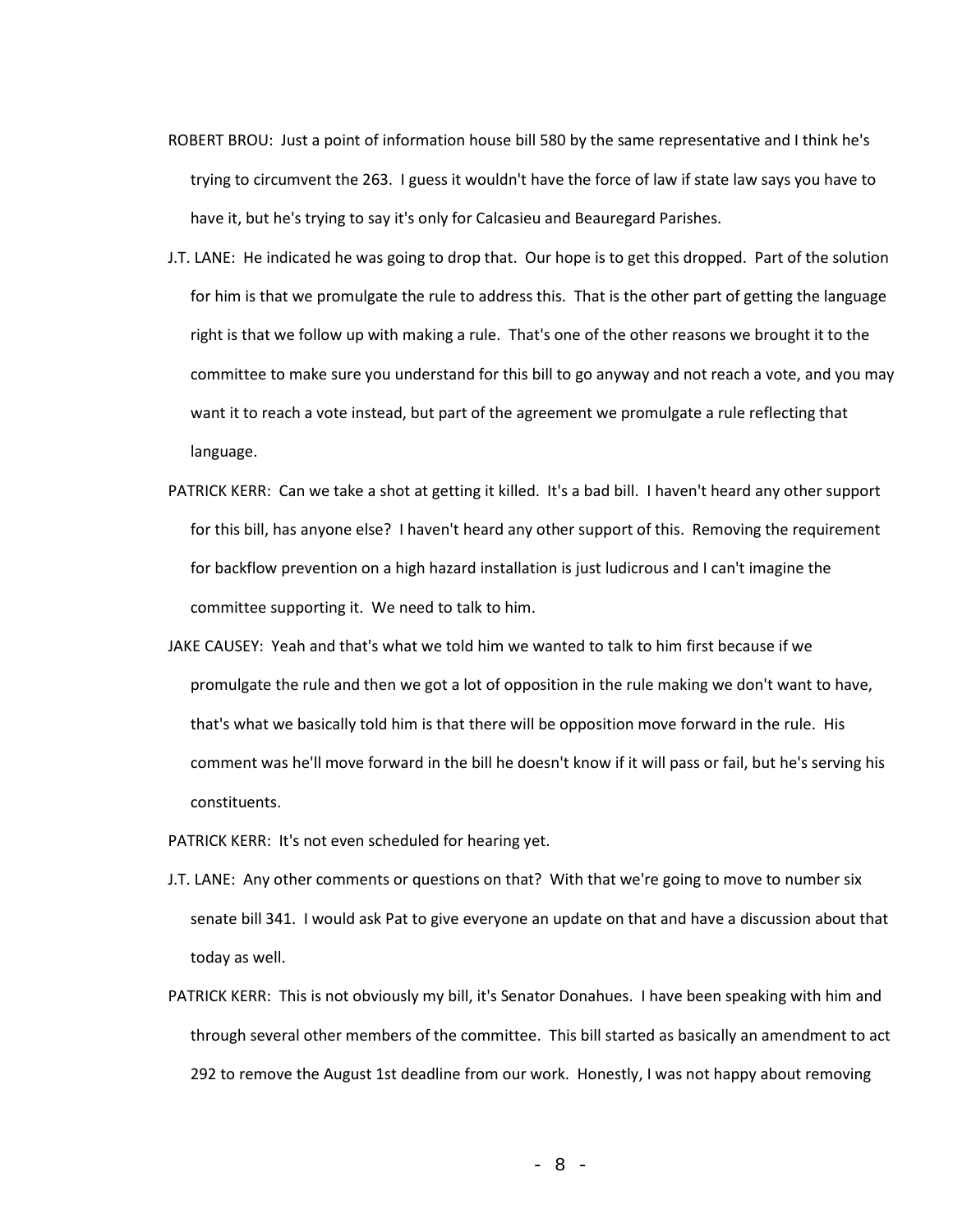ROBERT BROU: Just a point of information house bill 580 by the same representative and I think he's trying to circumvent the 263. I guess it wouldn't have the force of law if state law says you have to have it, but he's trying to say it's only for Calcasieu and Beauregard Parishes.

J.T. LANE: He indicated he was going to drop that. Our hope is to get this dropped. Part of the solution for him is that we promulgate the rule to address this. That is the other part of getting the language right is that we follow up with making a rule. That's one of the other reasons we brought it to the committee to make sure you understand for this bill to go anyway and not reach a vote, and you may want it to reach a vote instead, but part of the agreement we promulgate a rule reflecting that language.

PATRICK KERR: Can we take a shot at getting it killed. It's a bad bill. I haven't heard any other support for this bill, has anyone else? I haven't heard any other support of this. Removing the requirement for backflow prevention on a high hazard installation is just ludicrous and I can't imagine the committee supporting it. We need to talk to him.

JAKE CAUSEY: Yeah and that's what we told him we wanted to talk to him first because if we promulgate the rule and then we got a lot of opposition in the rule making we don't want to have, that's what we basically told him is that there will be opposition move forward in the rule. His comment was he'll move forward in the bill he doesn't know if it will pass or fail, but he's serving his constituents.

PATRICK KERR: It's not even scheduled for hearing yet.

J.T. LANE: Any other comments or questions on that? With that we're going to move to number six senate bill 341. I would ask Pat to give everyone an update on that and have a discussion about that today as well.

PATRICK KERR: This is not obviously my bill, it's Senator Donahues. I have been speaking with him and through several other members of the committee. This bill started as basically an amendment to act 292 to remove the August 1st deadline from our work. Honestly, I was not happy about removing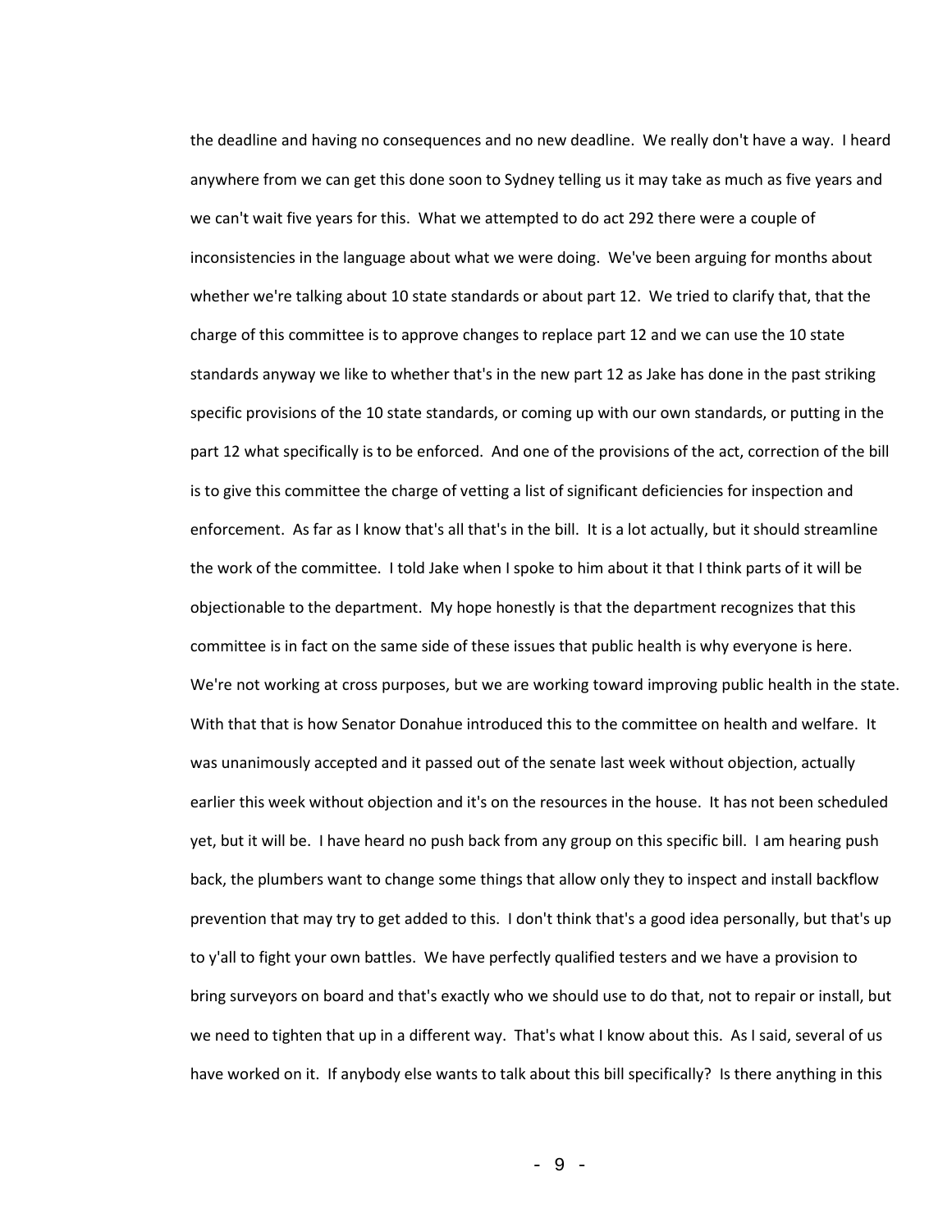the deadline and having no consequences and no new deadline. We really don't have a way. I heard anywhere from we can get this done soon to Sydney telling us it may take as much as five years and we can't wait five years for this. What we attempted to do act 292 there were a couple of inconsistencies in the language about what we were doing. We've been arguing for months about whether we're talking about 10 state standards or about part 12. We tried to clarify that, that the charge of this committee is to approve changes to replace part 12 and we can use the 10 state standards anyway we like to whether that's in the new part 12 as Jake has done in the past striking specific provisions of the 10 state standards, or coming up with our own standards, or putting in the part 12 what specifically is to be enforced. And one of the provisions of the act, correction of the bill is to give this committee the charge of vetting a list of significant deficiencies for inspection and enforcement. As far as I know that's all that's in the bill. It is a lot actually, but it should streamline the work of the committee. I told Jake when I spoke to him about it that I think parts of it will be objectionable to the department. My hope honestly is that the department recognizes that this committee is in fact on the same side of these issues that public health is why everyone is here. We're not working at cross purposes, but we are working toward improving public health in the state. With that that is how Senator Donahue introduced this to the committee on health and welfare. It was unanimously accepted and it passed out of the senate last week without objection, actually earlier this week without objection and it's on the resources in the house. It has not been scheduled yet, but it will be. I have heard no push back from any group on this specific bill. I am hearing push back, the plumbers want to change some things that allow only they to inspect and install backflow prevention that may try to get added to this. I don't think that's a good idea personally, but that's up to y'all to fight your own battles. We have perfectly qualified testers and we have a provision to bring surveyors on board and that's exactly who we should use to do that, not to repair or install, but we need to tighten that up in a different way. That's what I know about this. As I said, several of us have worked on it. If anybody else wants to talk about this bill specifically? Is there anything in this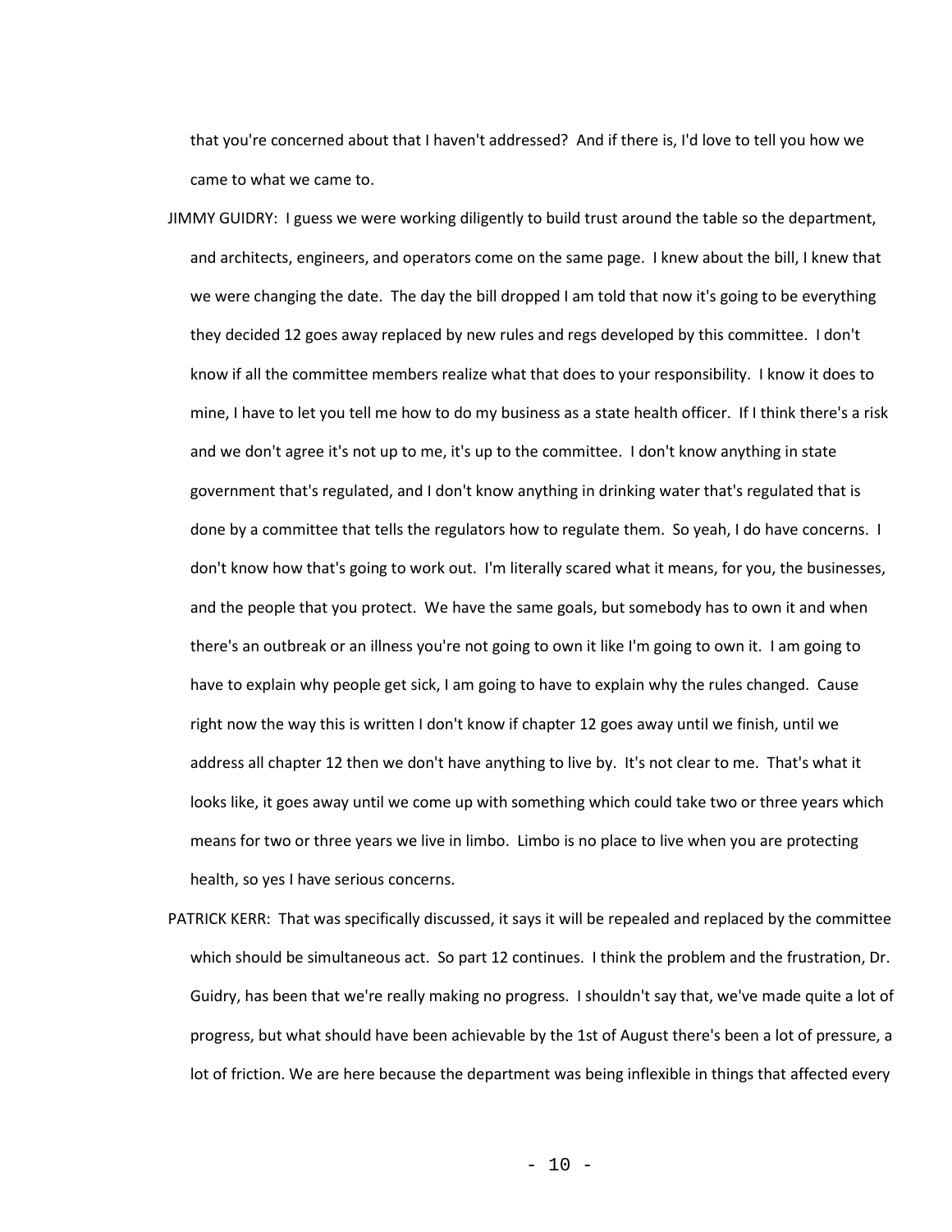that you're concerned about that I haven't addressed? And if there is, I'd love to tell you how we came to what we came to.

JIMMY GUIDRY: I guess we were working diligently to build trust around the table so the department, and architects, engineers, and operators come on the same page. I knew about the bill, I knew that we were changing the date. The day the bill dropped I am told that now it's going to be everything they decided 12 goes away replaced by new rules and regs developed by this committee. I don't know if all the committee members realize what that does to your responsibility. I know it does to mine, I have to let you tell me how to do my business as a state health officer. If I think there's a risk and we don't agree it's not up to me, it's up to the committee. I don't know anything in state government that's regulated, and I don't know anything in drinking water that's regulated that is done by a committee that tells the regulators how to regulate them. So yeah, I do have concerns. I don't know how that's going to work out. I'm literally scared what it means, for you, the businesses, and the people that you protect. We have the same goals, but somebody has to own it and when there's an outbreak or an illness you're not going to own it like I'm going to own it. I am going to have to explain why people get sick, I am going to have to explain why the rules changed. Cause right now the way this is written I don't know if chapter 12 goes away until we finish, until we address all chapter 12 then we don't have anything to live by. It's not clear to me. That's what it looks like, it goes away until we come up with something which could take two or three years which means for two or three years we live in limbo. Limbo is no place to live when you are protecting health, so yes I have serious concerns.

PATRICK KERR: That was specifically discussed, it says it will be repealed and replaced by the committee which should be simultaneous act. So part 12 continues. I think the problem and the frustration, Dr. Guidry, has been that we're really making no progress. I shouldn't say that, we've made quite a lot of progress, but what should have been achievable by the 1st of August there's been a lot of pressure, a lot of friction. We are here because the department was being inflexible in things that affected every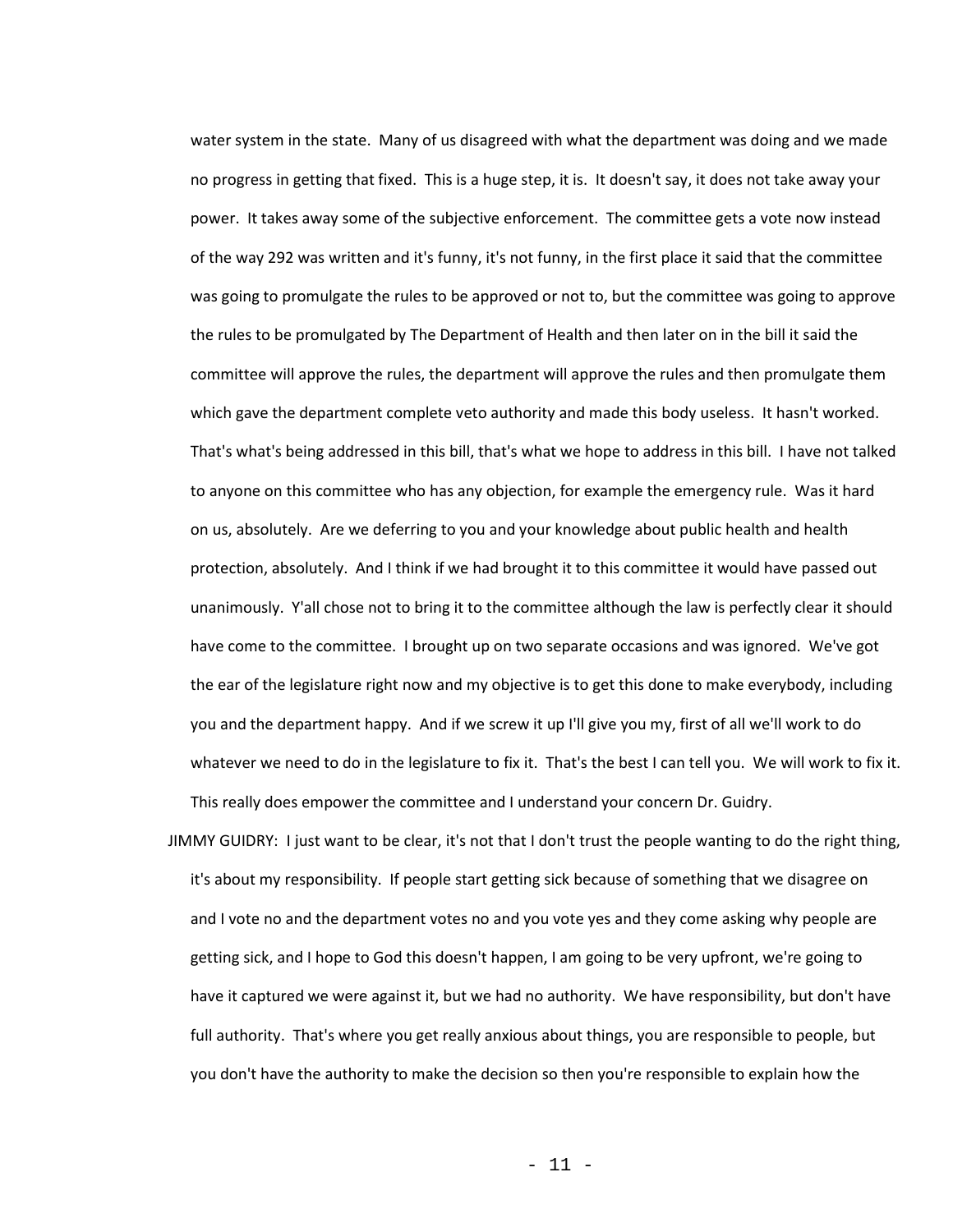water system in the state. Many of us disagreed with what the department was doing and we made no progress in getting that fixed. This is a huge step, it is. It doesn't say, it does not take away your power. It takes away some of the subjective enforcement. The committee gets a vote now instead of the way 292 was written and it's funny, it's not funny, in the first place it said that the committee was going to promulgate the rules to be approved or not to, but the committee was going to approve the rules to be promulgated by The Department of Health and then later on in the bill it said the committee will approve the rules, the department will approve the rules and then promulgate them which gave the department complete veto authority and made this body useless. It hasn't worked. That's what's being addressed in this bill, that's what we hope to address in this bill. I have not talked to anyone on this committee who has any objection, for example the emergency rule. Was it hard on us, absolutely. Are we deferring to you and your knowledge about public health and health protection, absolutely. And I think if we had brought it to this committee it would have passed out unanimously. Y'all chose not to bring it to the committee although the law is perfectly clear it should have come to the committee. I brought up on two separate occasions and was ignored. We've got the ear of the legislature right now and my objective is to get this done to make everybody, including you and the department happy. And if we screw it up I'll give you my, first of all we'll work to do whatever we need to do in the legislature to fix it. That's the best I can tell you. We will work to fix it. This really does empower the committee and I understand your concern Dr. Guidry.

JIMMY GUIDRY: I just want to be clear, it's not that I don't trust the people wanting to do the right thing, it's about my responsibility. If people start getting sick because of something that we disagree on and I vote no and the department votes no and you vote yes and they come asking why people are getting sick, and I hope to God this doesn't happen, I am going to be very upfront, we're going to have it captured we were against it, but we had no authority. We have responsibility, but don't have full authority. That's where you get really anxious about things, you are responsible to people, but you don't have the authority to make the decision so then you're responsible to explain how the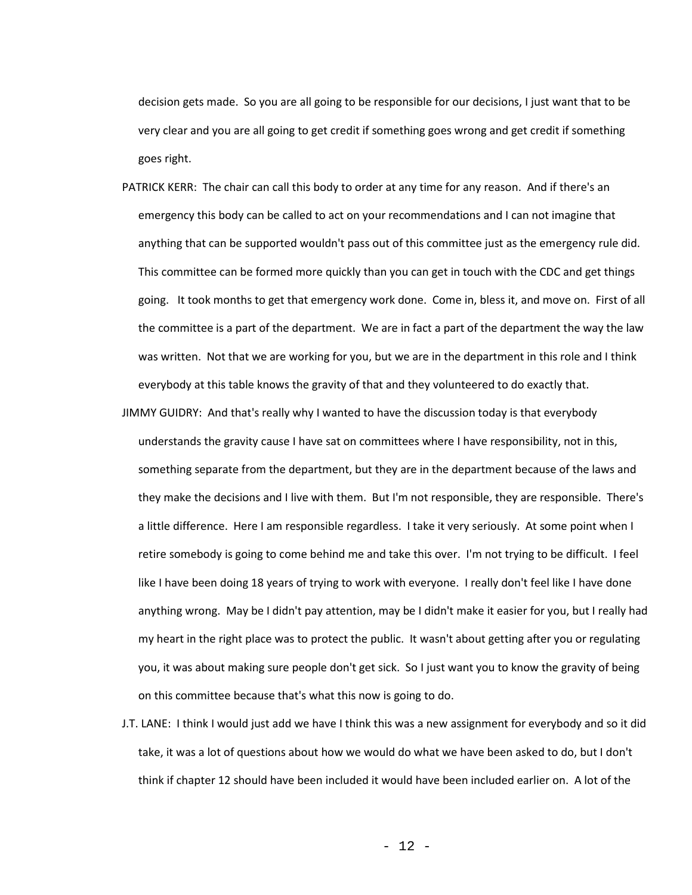decision gets made. So you are all going to be responsible for our decisions, I just want that to be very clear and you are all going to get credit if something goes wrong and get credit if something goes right.

PATRICK KERR: The chair can call this body to order at any time for any reason. And if there's an emergency this body can be called to act on your recommendations and I can not imagine that anything that can be supported wouldn't pass out of this committee just as the emergency rule did. This committee can be formed more quickly than you can get in touch with the CDC and get things going. It took months to get that emergency work done. Come in, bless it, and move on. First of all the committee is a part of the department. We are in fact a part of the department the way the law was written. Not that we are working for you, but we are in the department in this role and I think everybody at this table knows the gravity of that and they volunteered to do exactly that.

JIMMY GUIDRY: And that's really why I wanted to have the discussion today is that everybody understands the gravity cause I have sat on committees where I have responsibility, not in this, something separate from the department, but they are in the department because of the laws and they make the decisions and I live with them. But I'm not responsible, they are responsible. There's a little difference. Here I am responsible regardless. I take it very seriously. At some point when I retire somebody is going to come behind me and take this over. I'm not trying to be difficult. I feel like I have been doing 18 years of trying to work with everyone. I really don't feel like I have done anything wrong. May be I didn't pay attention, may be I didn't make it easier for you, but I really had my heart in the right place was to protect the public. It wasn't about getting after you or regulating you, it was about making sure people don't get sick. So I just want you to know the gravity of being on this committee because that's what this now is going to do.

J.T. LANE: I think I would just add we have I think this was a new assignment for everybody and so it did take, it was a lot of questions about how we would do what we have been asked to do, but I don't think if chapter 12 should have been included it would have been included earlier on. A lot of the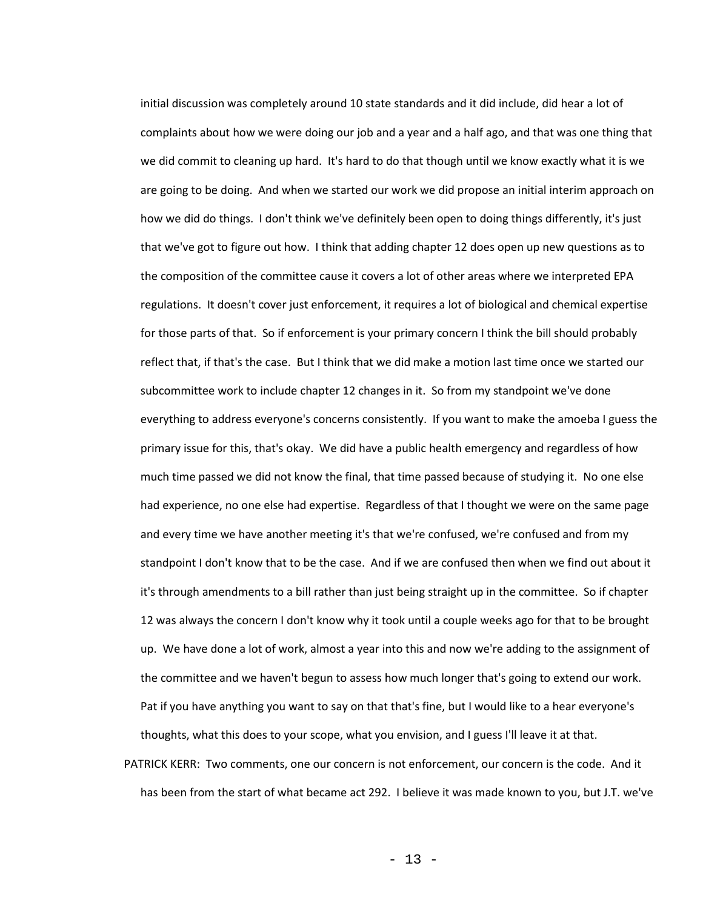initial discussion was completely around 10 state standards and it did include, did hear a lot of complaints about how we were doing our job and a year and a half ago, and that was one thing that we did commit to cleaning up hard. It's hard to do that though until we know exactly what it is we are going to be doing. And when we started our work we did propose an initial interim approach on how we did do things. I don't think we've definitely been open to doing things differently, it's just that we've got to figure out how. I think that adding chapter 12 does open up new questions as to the composition of the committee cause it covers a lot of other areas where we interpreted EPA regulations. It doesn't cover just enforcement, it requires a lot of biological and chemical expertise for those parts of that. So if enforcement is your primary concern I think the bill should probably reflect that, if that's the case. But I think that we did make a motion last time once we started our subcommittee work to include chapter 12 changes in it. So from my standpoint we've done everything to address everyone's concerns consistently. If you want to make the amoeba I guess the primary issue for this, that's okay. We did have a public health emergency and regardless of how much time passed we did not know the final, that time passed because of studying it. No one else had experience, no one else had expertise. Regardless of that I thought we were on the same page and every time we have another meeting it's that we're confused, we're confused and from my standpoint I don't know that to be the case. And if we are confused then when we find out about it it's through amendments to a bill rather than just being straight up in the committee. So if chapter 12 was always the concern I don't know why it took until a couple weeks ago for that to be brought up. We have done a lot of work, almost a year into this and now we're adding to the assignment of the committee and we haven't begun to assess how much longer that's going to extend our work. Pat if you have anything you want to say on that that's fine, but I would like to a hear everyone's thoughts, what this does to your scope, what you envision, and I guess I'll leave it at that.

PATRICK KERR: Two comments, one our concern is not enforcement, our concern is the code. And it has been from the start of what became act 292. I believe it was made known to you, but J.T. we've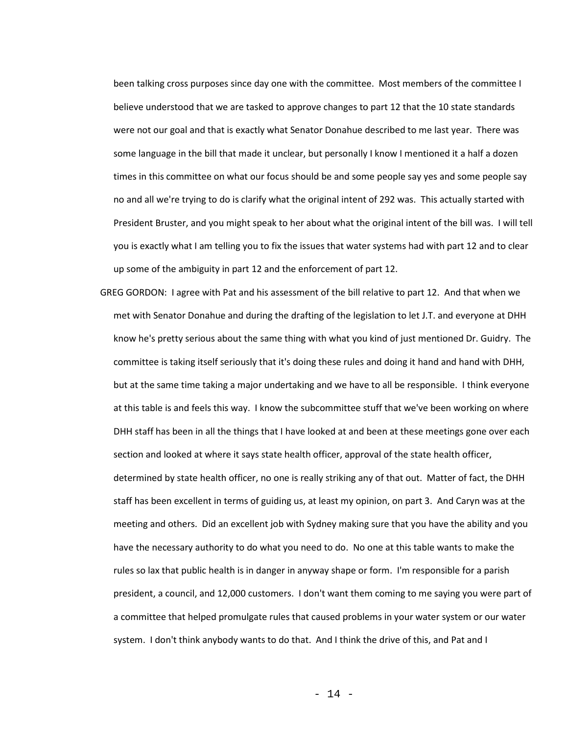been talking cross purposes since day one with the committee. Most members of the committee I believe understood that we are tasked to approve changes to part 12 that the 10 state standards were not our goal and that is exactly what Senator Donahue described to me last year. There was some language in the bill that made it unclear, but personally I know I mentioned it a half a dozen times in this committee on what our focus should be and some people say yes and some people say no and all we're trying to do is clarify what the original intent of 292 was. This actually started with President Bruster, and you might speak to her about what the original intent of the bill was. I will tell you is exactly what I am telling you to fix the issues that water systems had with part 12 and to clear up some of the ambiguity in part 12 and the enforcement of part 12.

GREG GORDON: I agree with Pat and his assessment of the bill relative to part 12. And that when we met with Senator Donahue and during the drafting of the legislation to let J.T. and everyone at DHH know he's pretty serious about the same thing with what you kind of just mentioned Dr. Guidry. The committee is taking itself seriously that it's doing these rules and doing it hand and hand with DHH, but at the same time taking a major undertaking and we have to all be responsible. I think everyone at this table is and feels this way. I know the subcommittee stuff that we've been working on where DHH staff has been in all the things that I have looked at and been at these meetings gone over each section and looked at where it says state health officer, approval of the state health officer, determined by state health officer, no one is really striking any of that out. Matter of fact, the DHH staff has been excellent in terms of guiding us, at least my opinion, on part 3. And Caryn was at the meeting and others. Did an excellent job with Sydney making sure that you have the ability and you have the necessary authority to do what you need to do. No one at this table wants to make the rules so lax that public health is in danger in anyway shape or form. I'm responsible for a parish president, a council, and 12,000 customers. I don't want them coming to me saying you were part of a committee that helped promulgate rules that caused problems in your water system or our water system. I don't think anybody wants to do that. And I think the drive of this, and Pat and I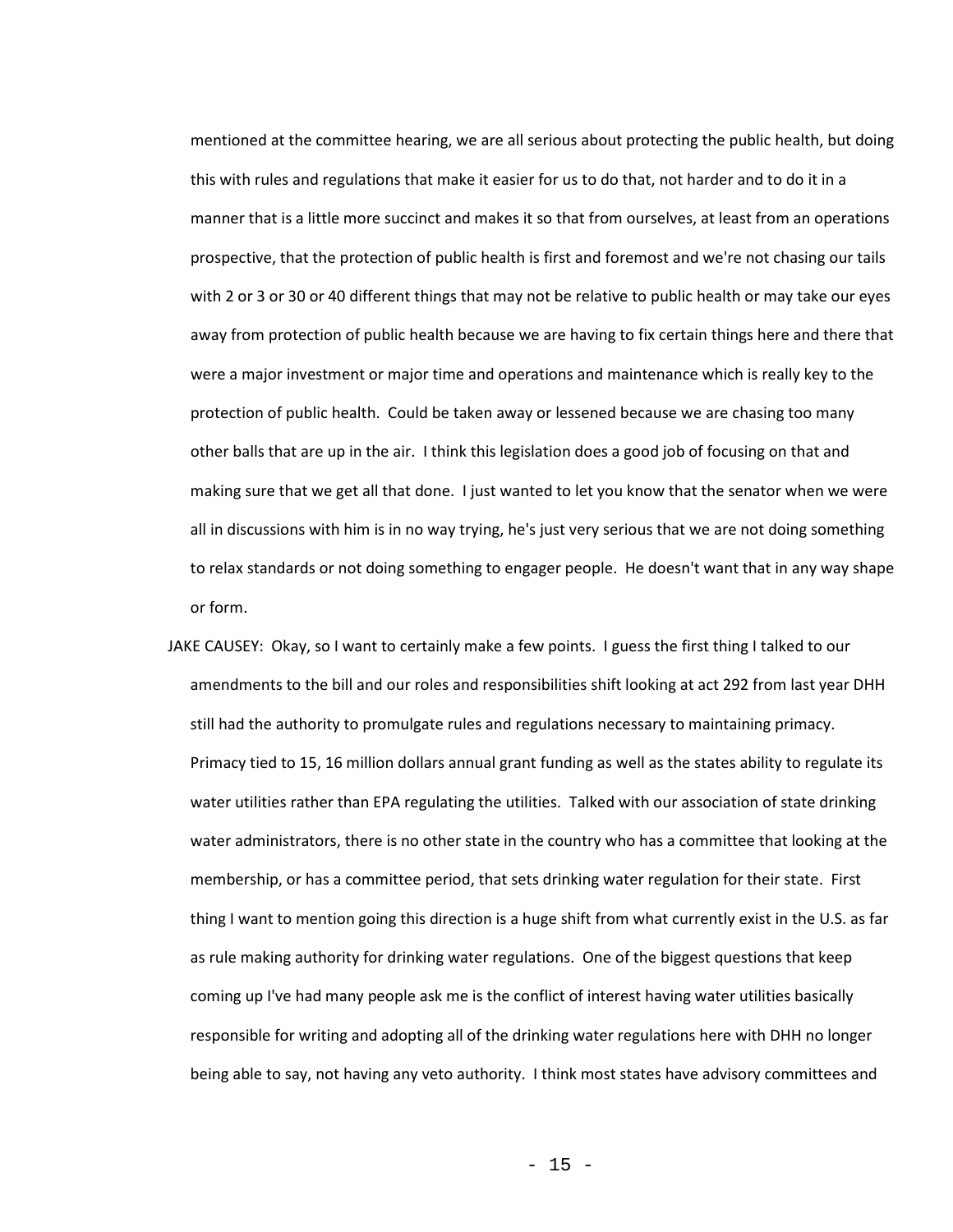mentioned at the committee hearing, we are all serious about protecting the public health, but doing this with rules and regulations that make it easier for us to do that, not harder and to do it in a manner that is a little more succinct and makes it so that from ourselves, at least from an operations prospective, that the protection of public health is first and foremost and we're not chasing our tails with 2 or 3 or 30 or 40 different things that may not be relative to public health or may take our eyes away from protection of public health because we are having to fix certain things here and there that were a major investment or major time and operations and maintenance which is really key to the protection of public health. Could be taken away or lessened because we are chasing too many other balls that are up in the air. I think this legislation does a good job of focusing on that and making sure that we get all that done. I just wanted to let you know that the senator when we were all in discussions with him is in no way trying, he's just very serious that we are not doing something to relax standards or not doing something to engager people. He doesn't want that in any way shape or form.

JAKE CAUSEY: Okay, so I want to certainly make a few points. I guess the first thing I talked to our amendments to the bill and our roles and responsibilities shift looking at act 292 from last year DHH still had the authority to promulgate rules and regulations necessary to maintaining primacy. Primacy tied to 15, 16 million dollars annual grant funding as well as the states ability to regulate its water utilities rather than EPA regulating the utilities. Talked with our association of state drinking water administrators, there is no other state in the country who has a committee that looking at the membership, or has a committee period, that sets drinking water regulation for their state. First thing I want to mention going this direction is a huge shift from what currently exist in the U.S. as far as rule making authority for drinking water regulations. One of the biggest questions that keep coming up I've had many people ask me is the conflict of interest having water utilities basically responsible for writing and adopting all of the drinking water regulations here with DHH no longer being able to say, not having any veto authority. I think most states have advisory committees and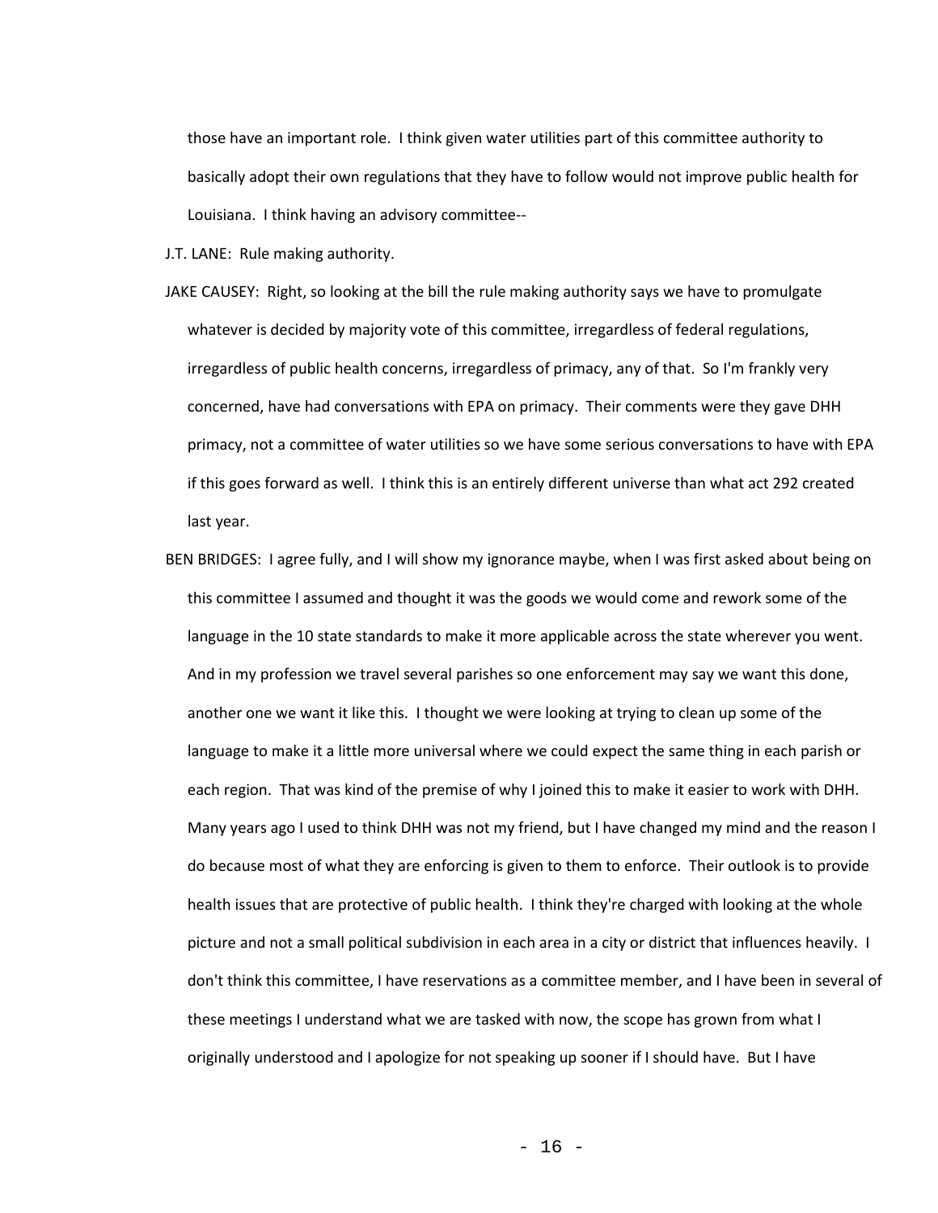those have an important role. I think given water utilities part of this committee authority to basically adopt their own regulations that they have to follow would not improve public health for Louisiana. I think having an advisory committee--

J.T. LANE: Rule making authority.

JAKE CAUSEY: Right, so looking at the bill the rule making authority says we have to promulgate whatever is decided by majority vote of this committee, irregardless of federal regulations, irregardless of public health concerns, irregardless of primacy, any of that. So I'm frankly very concerned, have had conversations with EPA on primacy. Their comments were they gave DHH primacy, not a committee of water utilities so we have some serious conversations to have with EPA if this goes forward as well. I think this is an entirely different universe than what act 292 created last year.

BEN BRIDGES: I agree fully, and I will show my ignorance maybe, when I was first asked about being on this committee I assumed and thought it was the goods we would come and rework some of the language in the 10 state standards to make it more applicable across the state wherever you went. And in my profession we travel several parishes so one enforcement may say we want this done, another one we want it like this. I thought we were looking at trying to clean up some of the language to make it a little more universal where we could expect the same thing in each parish or each region. That was kind of the premise of why I joined this to make it easier to work with DHH. Many years ago I used to think DHH was not my friend, but I have changed my mind and the reason I do because most of what they are enforcing is given to them to enforce. Their outlook is to provide health issues that are protective of public health. I think they're charged with looking at the whole picture and not a small political subdivision in each area in a city or district that influences heavily. I don't think this committee, I have reservations as a committee member, and I have been in several of these meetings I understand what we are tasked with now, the scope has grown from what I originally understood and I apologize for not speaking up sooner if I should have. But I have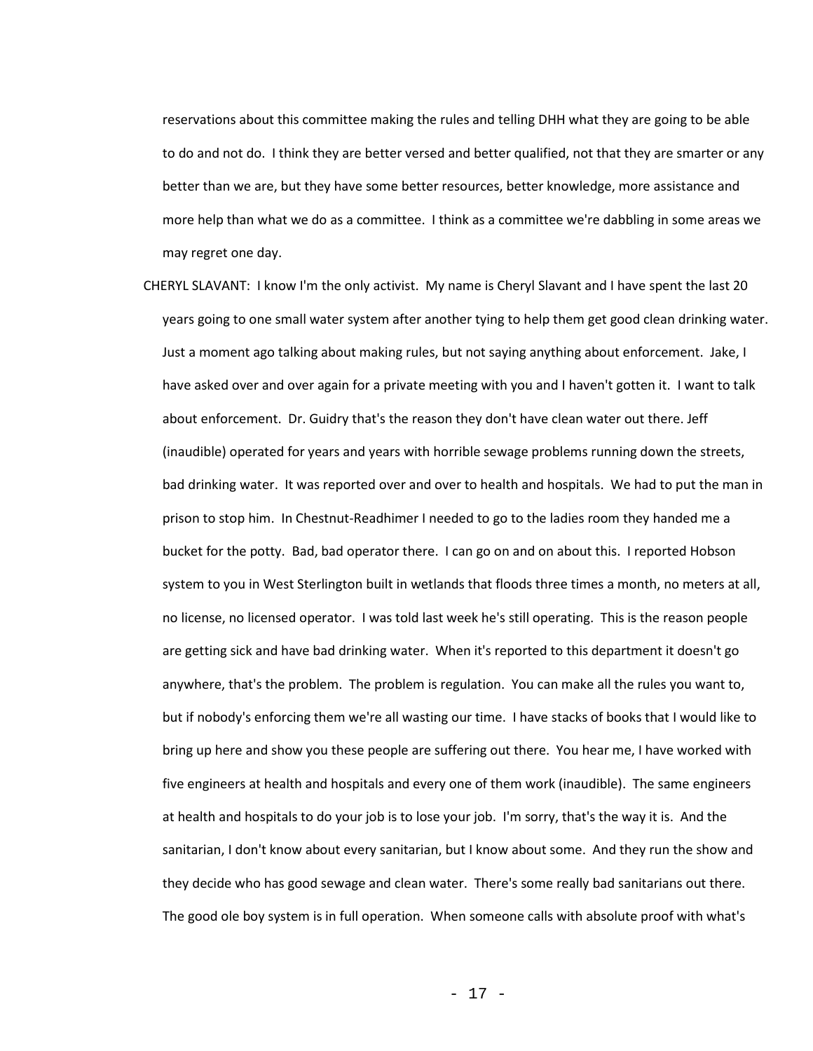reservations about this committee making the rules and telling DHH what they are going to be able to do and not do. I think they are better versed and better qualified, not that they are smarter or any better than we are, but they have some better resources, better knowledge, more assistance and more help than what we do as a committee. I think as a committee we're dabbling in some areas we may regret one day.

CHERYL SLAVANT: I know I'm the only activist. My name is Cheryl Slavant and I have spent the last 20 years going to one small water system after another tying to help them get good clean drinking water. Just a moment ago talking about making rules, but not saying anything about enforcement. Jake, I have asked over and over again for a private meeting with you and I haven't gotten it. I want to talk about enforcement. Dr. Guidry that's the reason they don't have clean water out there. Jeff (inaudible) operated for years and years with horrible sewage problems running down the streets, bad drinking water. It was reported over and over to health and hospitals. We had to put the man in prison to stop him. In Chestnut-Readhimer I needed to go to the ladies room they handed me a bucket for the potty. Bad, bad operator there. I can go on and on about this. I reported Hobson system to you in West Sterlington built in wetlands that floods three times a month, no meters at all, no license, no licensed operator. I was told last week he's still operating. This is the reason people are getting sick and have bad drinking water. When it's reported to this department it doesn't go anywhere, that's the problem. The problem is regulation. You can make all the rules you want to, but if nobody's enforcing them we're all wasting our time. I have stacks of books that I would like to bring up here and show you these people are suffering out there. You hear me, I have worked with five engineers at health and hospitals and every one of them work (inaudible). The same engineers at health and hospitals to do your job is to lose your job. I'm sorry, that's the way it is. And the sanitarian, I don't know about every sanitarian, but I know about some. And they run the show and they decide who has good sewage and clean water. There's some really bad sanitarians out there. The good ole boy system is in full operation. When someone calls with absolute proof with what's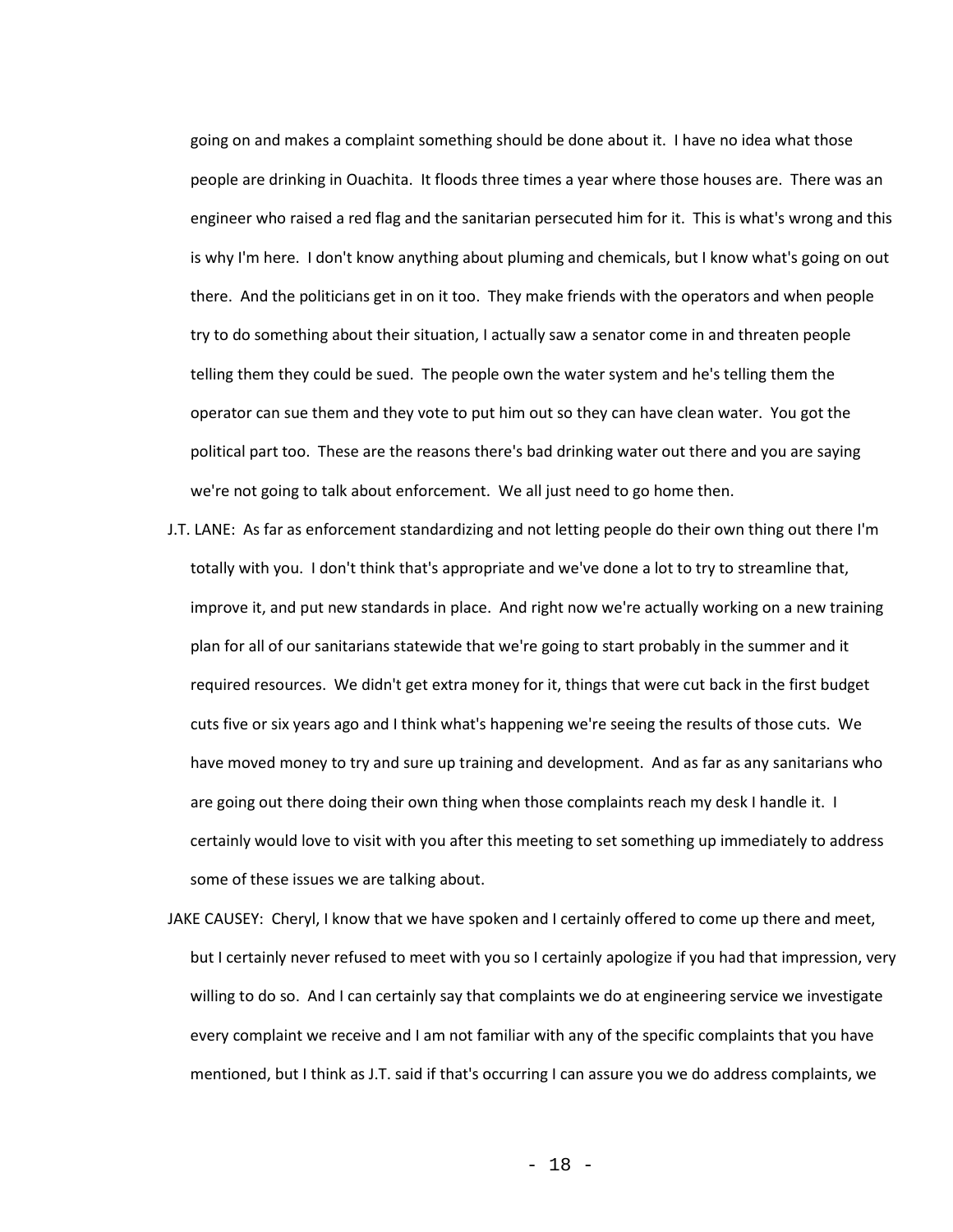going on and makes a complaint something should be done about it. I have no idea what those people are drinking in Ouachita. It floods three times a year where those houses are. There was an engineer who raised a red flag and the sanitarian persecuted him for it. This is what's wrong and this is why I'm here. I don't know anything about pluming and chemicals, but I know what's going on out there. And the politicians get in on it too. They make friends with the operators and when people try to do something about their situation, I actually saw a senator come in and threaten people telling them they could be sued. The people own the water system and he's telling them the operator can sue them and they vote to put him out so they can have clean water. You got the political part too. These are the reasons there's bad drinking water out there and you are saying we're not going to talk about enforcement. We all just need to go home then.

J.T. LANE: As far as enforcement standardizing and not letting people do their own thing out there I'm totally with you. I don't think that's appropriate and we've done a lot to try to streamline that, improve it, and put new standards in place. And right now we're actually working on a new training plan for all of our sanitarians statewide that we're going to start probably in the summer and it required resources. We didn't get extra money for it, things that were cut back in the first budget cuts five or six years ago and I think what's happening we're seeing the results of those cuts. We have moved money to try and sure up training and development. And as far as any sanitarians who are going out there doing their own thing when those complaints reach my desk I handle it. I certainly would love to visit with you after this meeting to set something up immediately to address some of these issues we are talking about.

JAKE CAUSEY: Cheryl, I know that we have spoken and I certainly offered to come up there and meet, but I certainly never refused to meet with you so I certainly apologize if you had that impression, very willing to do so. And I can certainly say that complaints we do at engineering service we investigate every complaint we receive and I am not familiar with any of the specific complaints that you have mentioned, but I think as J.T. said if that's occurring I can assure you we do address complaints, we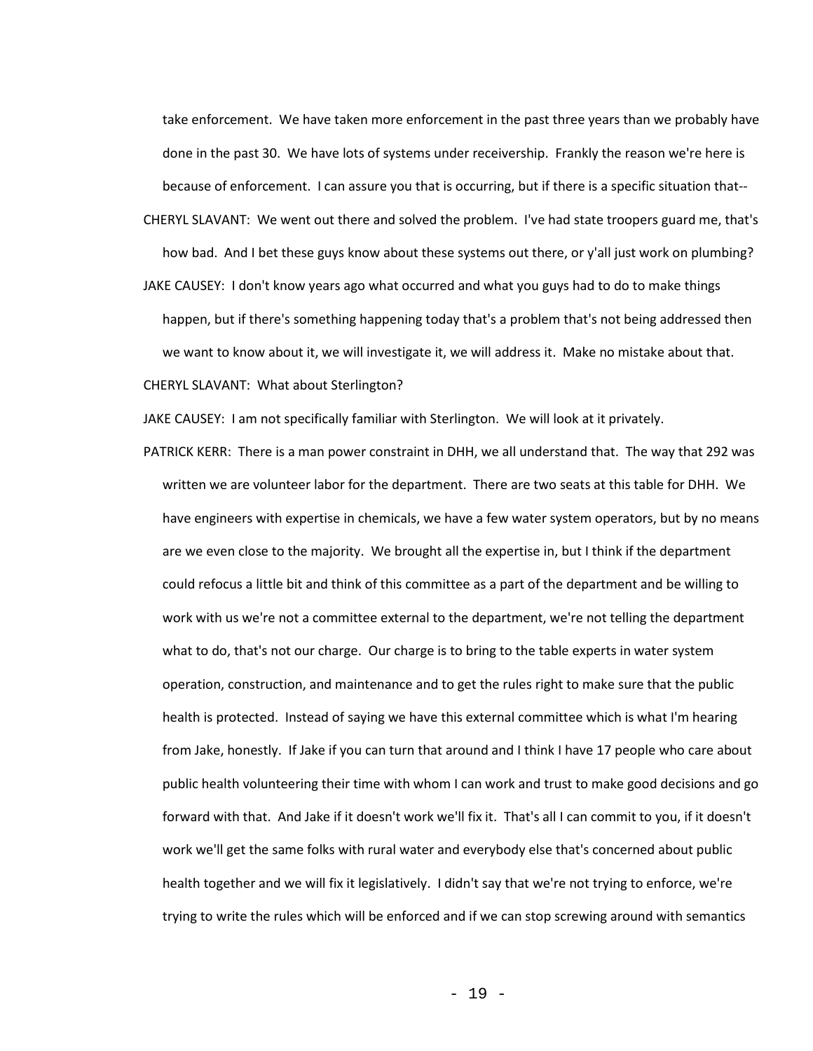take enforcement. We have taken more enforcement in the past three years than we probably have done in the past 30. We have lots of systems under receivership. Frankly the reason we're here is because of enforcement. I can assure you that is occurring, but if there is a specific situation that--

CHERYL SLAVANT: We went out there and solved the problem. I've had state troopers guard me, that's how bad. And I bet these guys know about these systems out there, or y'all just work on plumbing?

JAKE CAUSEY: I don't know years ago what occurred and what you guys had to do to make things happen, but if there's something happening today that's a problem that's not being addressed then we want to know about it, we will investigate it, we will address it. Make no mistake about that.

CHERYL SLAVANT: What about Sterlington?

JAKE CAUSEY: I am not specifically familiar with Sterlington. We will look at it privately.

PATRICK KERR: There is a man power constraint in DHH, we all understand that. The way that 292 was written we are volunteer labor for the department. There are two seats at this table for DHH. We have engineers with expertise in chemicals, we have a few water system operators, but by no means are we even close to the majority. We brought all the expertise in, but I think if the department could refocus a little bit and think of this committee as a part of the department and be willing to work with us we're not a committee external to the department, we're not telling the department what to do, that's not our charge. Our charge is to bring to the table experts in water system operation, construction, and maintenance and to get the rules right to make sure that the public health is protected. Instead of saying we have this external committee which is what I'm hearing from Jake, honestly. If Jake if you can turn that around and I think I have 17 people who care about public health volunteering their time with whom I can work and trust to make good decisions and go forward with that. And Jake if it doesn't work we'll fix it. That's all I can commit to you, if it doesn't work we'll get the same folks with rural water and everybody else that's concerned about public health together and we will fix it legislatively. I didn't say that we're not trying to enforce, we're trying to write the rules which will be enforced and if we can stop screwing around with semantics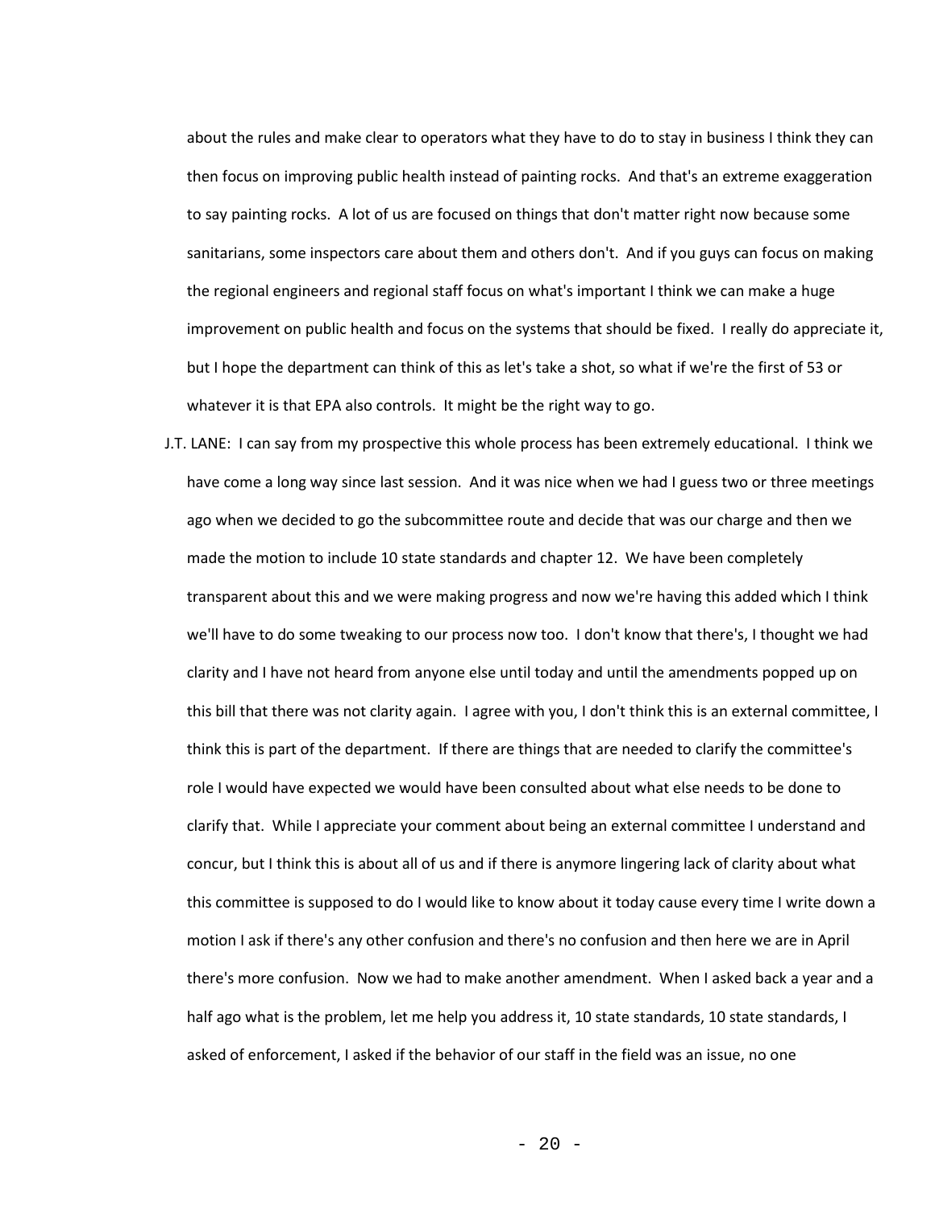about the rules and make clear to operators what they have to do to stay in business I think they can then focus on improving public health instead of painting rocks. And that's an extreme exaggeration to say painting rocks. A lot of us are focused on things that don't matter right now because some sanitarians, some inspectors care about them and others don't. And if you guys can focus on making the regional engineers and regional staff focus on what's important I think we can make a huge improvement on public health and focus on the systems that should be fixed. I really do appreciate it, but I hope the department can think of this as let's take a shot, so what if we're the first of 53 or whatever it is that EPA also controls. It might be the right way to go.

J.T. LANE: I can say from my prospective this whole process has been extremely educational. I think we have come a long way since last session. And it was nice when we had I guess two or three meetings ago when we decided to go the subcommittee route and decide that was our charge and then we made the motion to include 10 state standards and chapter 12. We have been completely transparent about this and we were making progress and now we're having this added which I think we'll have to do some tweaking to our process now too. I don't know that there's, I thought we had clarity and I have not heard from anyone else until today and until the amendments popped up on this bill that there was not clarity again. I agree with you, I don't think this is an external committee, I think this is part of the department. If there are things that are needed to clarify the committee's role I would have expected we would have been consulted about what else needs to be done to clarify that. While I appreciate your comment about being an external committee I understand and concur, but I think this is about all of us and if there is anymore lingering lack of clarity about what this committee is supposed to do I would like to know about it today cause every time I write down a motion I ask if there's any other confusion and there's no confusion and then here we are in April there's more confusion. Now we had to make another amendment. When I asked back a year and a half ago what is the problem, let me help you address it, 10 state standards, 10 state standards, I asked of enforcement, I asked if the behavior of our staff in the field was an issue, no one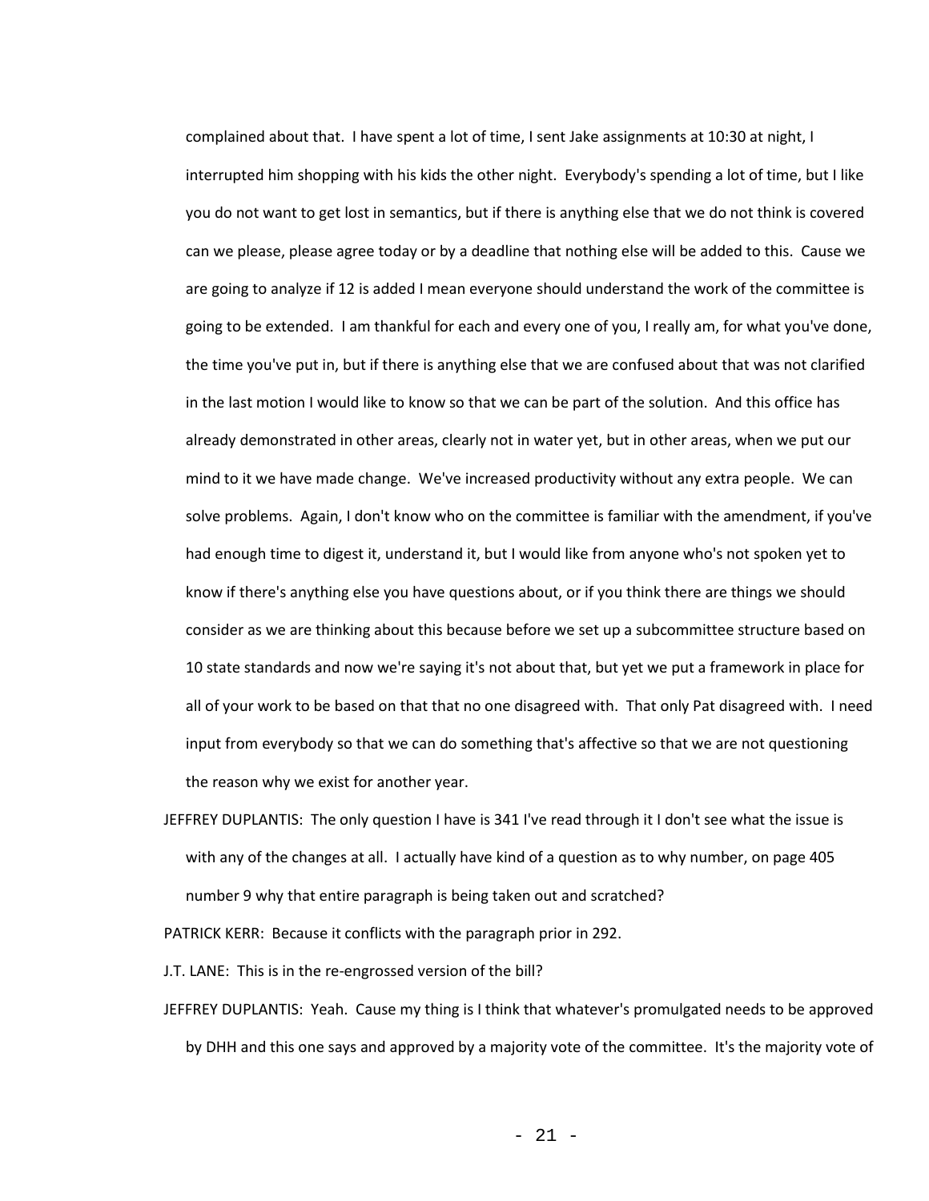complained about that. I have spent a lot of time, I sent Jake assignments at 10:30 at night, I interrupted him shopping with his kids the other night. Everybody's spending a lot of time, but I like you do not want to get lost in semantics, but if there is anything else that we do not think is covered can we please, please agree today or by a deadline that nothing else will be added to this. Cause we are going to analyze if 12 is added I mean everyone should understand the work of the committee is going to be extended. I am thankful for each and every one of you, I really am, for what you've done, the time you've put in, but if there is anything else that we are confused about that was not clarified in the last motion I would like to know so that we can be part of the solution. And this office has already demonstrated in other areas, clearly not in water yet, but in other areas, when we put our mind to it we have made change. We've increased productivity without any extra people. We can solve problems. Again, I don't know who on the committee is familiar with the amendment, if you've had enough time to digest it, understand it, but I would like from anyone who's not spoken yet to know if there's anything else you have questions about, or if you think there are things we should consider as we are thinking about this because before we set up a subcommittee structure based on 10 state standards and now we're saying it's not about that, but yet we put a framework in place for all of your work to be based on that that no one disagreed with. That only Pat disagreed with. I need input from everybody so that we can do something that's affective so that we are not questioning the reason why we exist for another year.

JEFFREY DUPLANTIS: The only question I have is 341 I've read through it I don't see what the issue is with any of the changes at all. I actually have kind of a question as to why number, on page 405 number 9 why that entire paragraph is being taken out and scratched?

PATRICK KERR: Because it conflicts with the paragraph prior in 292.

J.T. LANE: This is in the re-engrossed version of the bill?

JEFFREY DUPLANTIS: Yeah. Cause my thing is I think that whatever's promulgated needs to be approved by DHH and this one says and approved by a majority vote of the committee. It's the majority vote of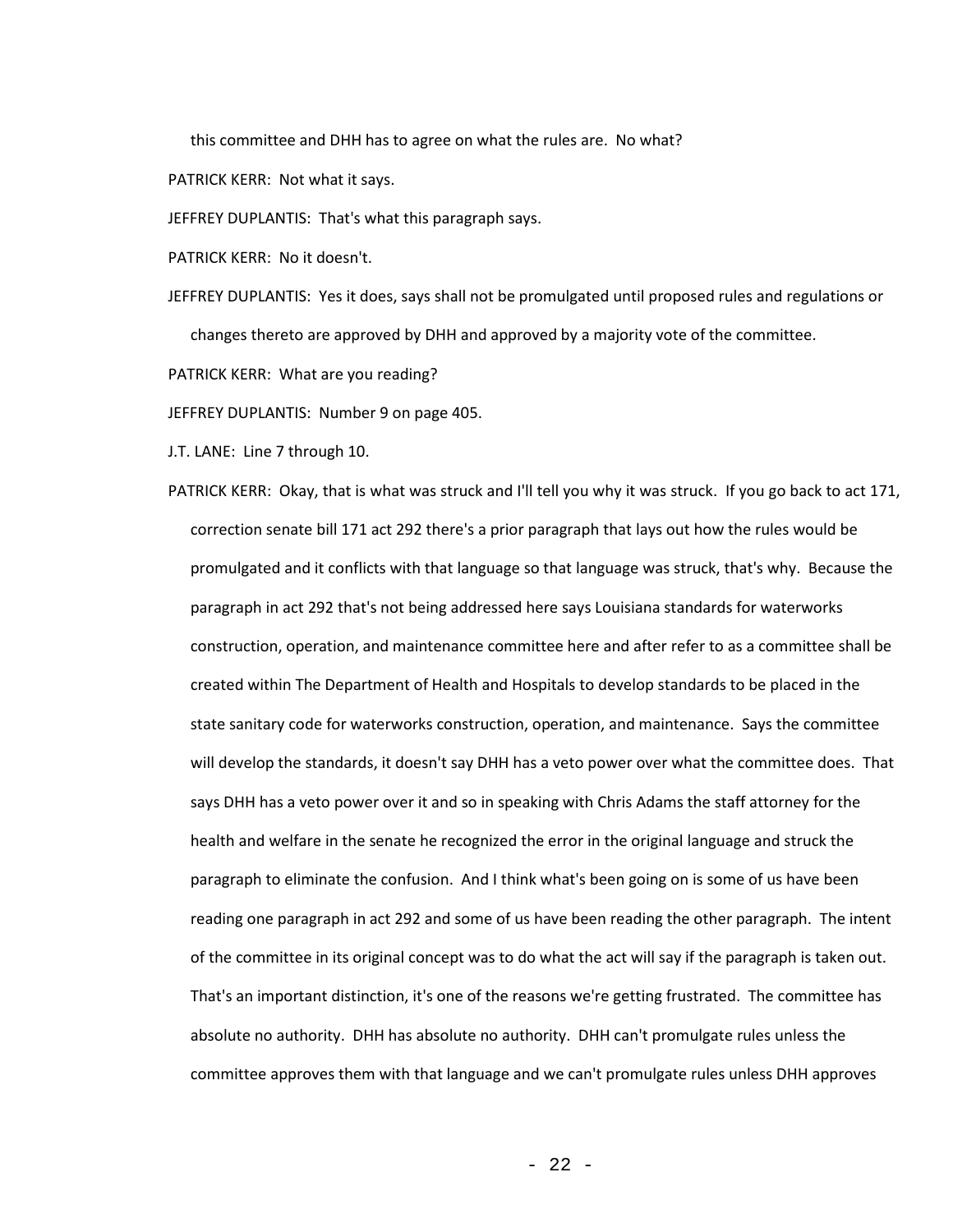this committee and DHH has to agree on what the rules are. No what?

PATRICK KERR: Not what it says.

JEFFREY DUPLANTIS: That's what this paragraph says.

PATRICK KERR: No it doesn't.

JEFFREY DUPLANTIS: Yes it does, says shall not be promulgated until proposed rules and regulations or changes thereto are approved by DHH and approved by a majority vote of the committee.

PATRICK KERR: What are you reading?

JEFFREY DUPLANTIS: Number 9 on page 405.

J.T. LANE: Line 7 through 10.

PATRICK KERR: Okay, that is what was struck and I'll tell you why it was struck. If you go back to act 171, correction senate bill 171 act 292 there's a prior paragraph that lays out how the rules would be promulgated and it conflicts with that language so that language was struck, that's why. Because the paragraph in act 292 that's not being addressed here says Louisiana standards for waterworks construction, operation, and maintenance committee here and after refer to as a committee shall be created within The Department of Health and Hospitals to develop standards to be placed in the state sanitary code for waterworks construction, operation, and maintenance. Says the committee will develop the standards, it doesn't say DHH has a veto power over what the committee does. That says DHH has a veto power over it and so in speaking with Chris Adams the staff attorney for the health and welfare in the senate he recognized the error in the original language and struck the paragraph to eliminate the confusion. And I think what's been going on is some of us have been reading one paragraph in act 292 and some of us have been reading the other paragraph. The intent of the committee in its original concept was to do what the act will say if the paragraph is taken out. That's an important distinction, it's one of the reasons we're getting frustrated. The committee has absolute no authority. DHH has absolute no authority. DHH can't promulgate rules unless the committee approves them with that language and we can't promulgate rules unless DHH approves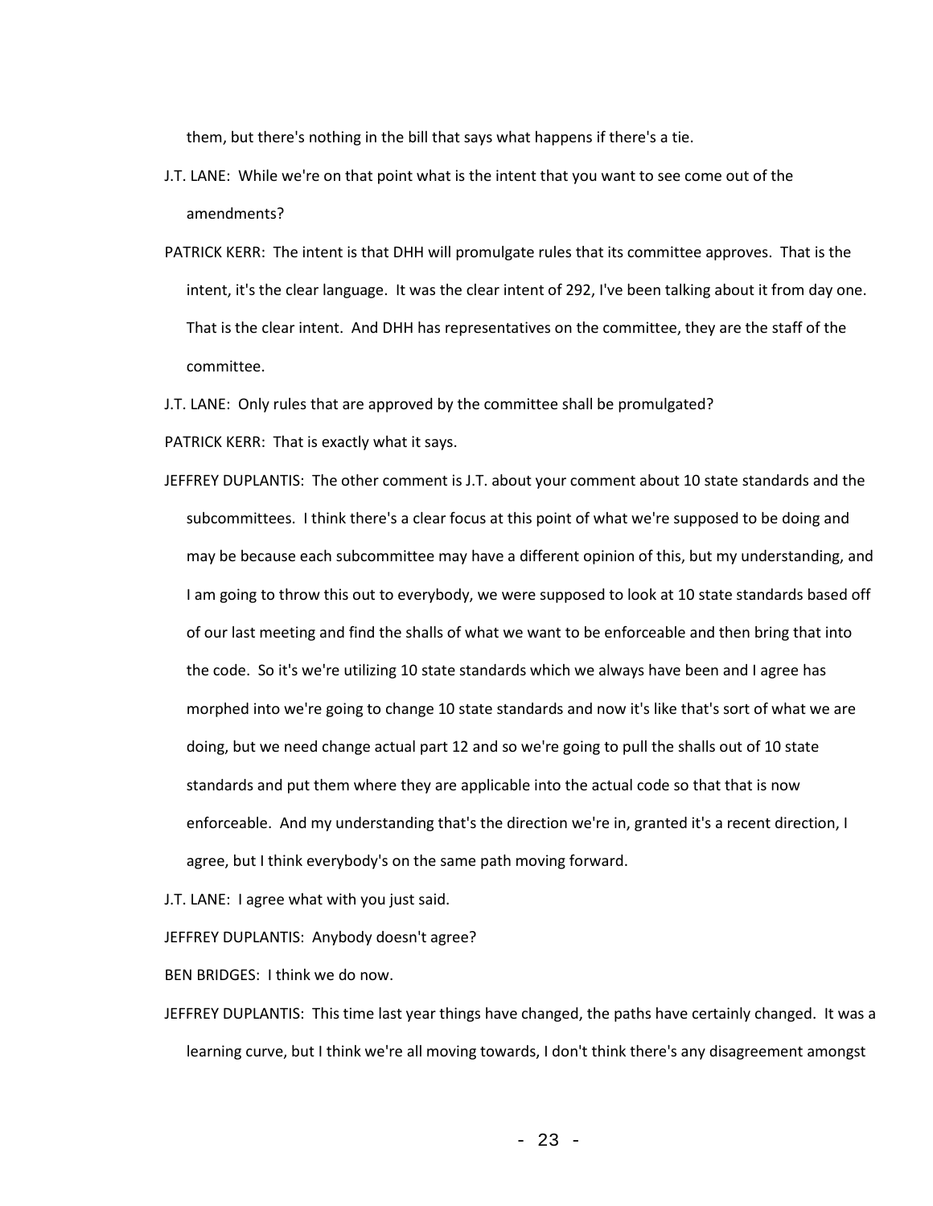them, but there's nothing in the bill that says what happens if there's a tie.

J.T. LANE: While we're on that point what is the intent that you want to see come out of the amendments?

PATRICK KERR: The intent is that DHH will promulgate rules that its committee approves. That is the intent, it's the clear language. It was the clear intent of 292, I've been talking about it from day one. That is the clear intent. And DHH has representatives on the committee, they are the staff of the committee.

J.T. LANE: Only rules that are approved by the committee shall be promulgated?

PATRICK KERR: That is exactly what it says.

JEFFREY DUPLANTIS: The other comment is J.T. about your comment about 10 state standards and the subcommittees. I think there's a clear focus at this point of what we're supposed to be doing and may be because each subcommittee may have a different opinion of this, but my understanding, and I am going to throw this out to everybody, we were supposed to look at 10 state standards based off of our last meeting and find the shalls of what we want to be enforceable and then bring that into the code. So it's we're utilizing 10 state standards which we always have been and I agree has morphed into we're going to change 10 state standards and now it's like that's sort of what we are doing, but we need change actual part 12 and so we're going to pull the shalls out of 10 state standards and put them where they are applicable into the actual code so that that is now enforceable. And my understanding that's the direction we're in, granted it's a recent direction, I agree, but I think everybody's on the same path moving forward.

J.T. LANE: I agree what with you just said.

JEFFREY DUPLANTIS: Anybody doesn't agree?

BEN BRIDGES: I think we do now.

JEFFREY DUPLANTIS: This time last year things have changed, the paths have certainly changed. It was a learning curve, but I think we're all moving towards, I don't think there's any disagreement amongst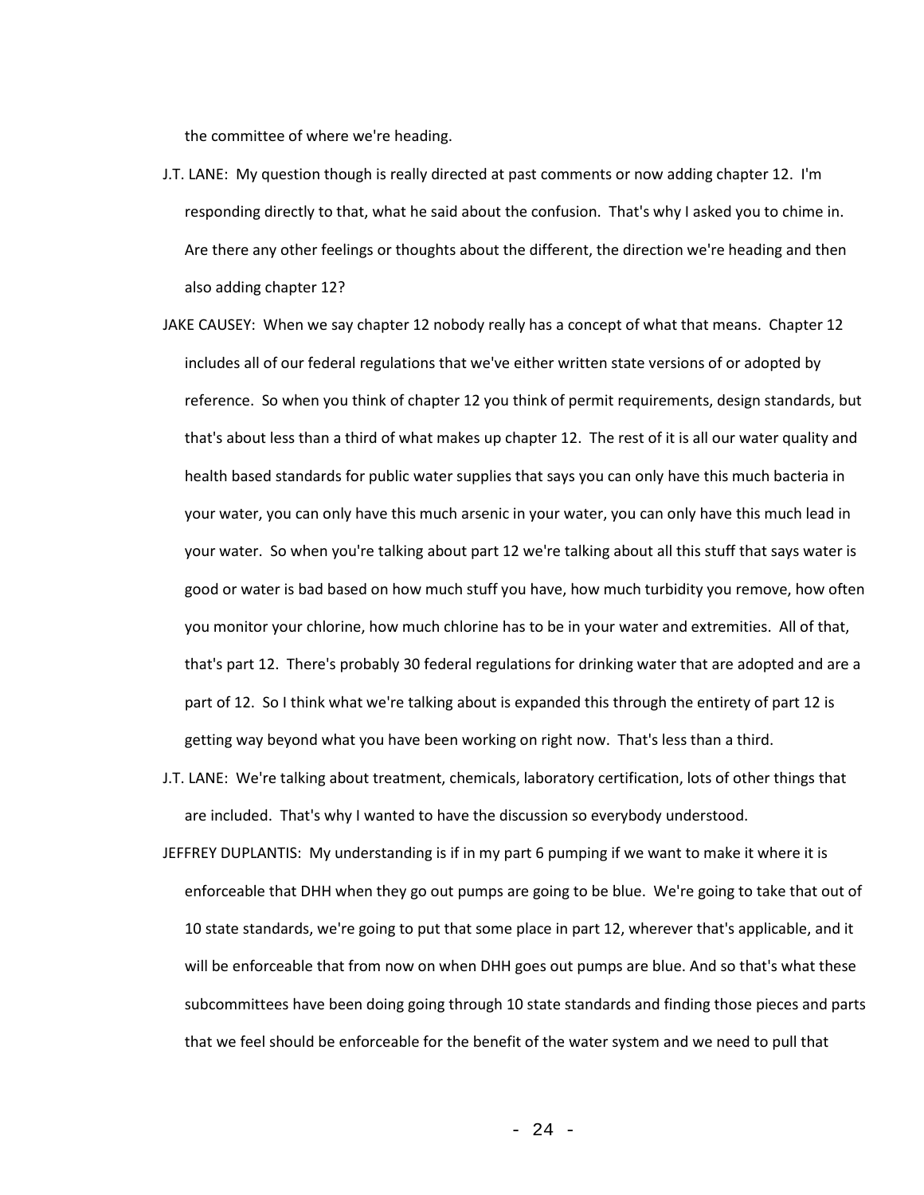the committee of where we're heading.

J.T. LANE: My question though is really directed at past comments or now adding chapter 12. I'm responding directly to that, what he said about the confusion. That's why I asked you to chime in. Are there any other feelings or thoughts about the different, the direction we're heading and then also adding chapter 12?

JAKE CAUSEY: When we say chapter 12 nobody really has a concept of what that means. Chapter 12 includes all of our federal regulations that we've either written state versions of or adopted by reference. So when you think of chapter 12 you think of permit requirements, design standards, but that's about less than a third of what makes up chapter 12. The rest of it is all our water quality and health based standards for public water supplies that says you can only have this much bacteria in your water, you can only have this much arsenic in your water, you can only have this much lead in your water. So when you're talking about part 12 we're talking about all this stuff that says water is good or water is bad based on how much stuff you have, how much turbidity you remove, how often you monitor your chlorine, how much chlorine has to be in your water and extremities. All of that, that's part 12. There's probably 30 federal regulations for drinking water that are adopted and are a part of 12. So I think what we're talking about is expanded this through the entirety of part 12 is getting way beyond what you have been working on right now. That's less than a third.

J.T. LANE: We're talking about treatment, chemicals, laboratory certification, lots of other things that are included. That's why I wanted to have the discussion so everybody understood.

JEFFREY DUPLANTIS: My understanding is if in my part 6 pumping if we want to make it where it is enforceable that DHH when they go out pumps are going to be blue. We're going to take that out of 10 state standards, we're going to put that some place in part 12, wherever that's applicable, and it will be enforceable that from now on when DHH goes out pumps are blue. And so that's what these subcommittees have been doing going through 10 state standards and finding those pieces and parts that we feel should be enforceable for the benefit of the water system and we need to pull that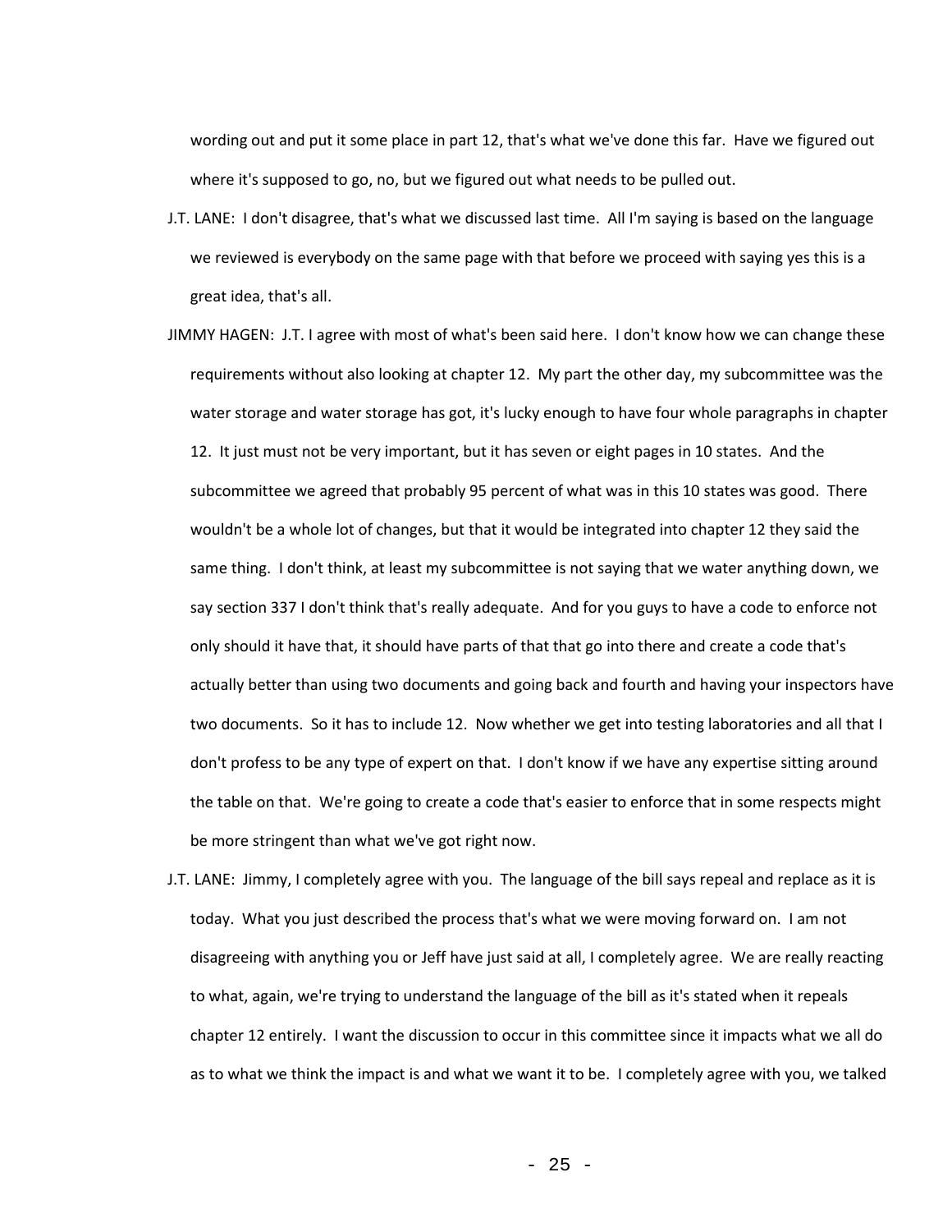wording out and put it some place in part 12, that's what we've done this far. Have we figured out where it's supposed to go, no, but we figured out what needs to be pulled out.

J.T. LANE: I don't disagree, that's what we discussed last time. All I'm saying is based on the language we reviewed is everybody on the same page with that before we proceed with saying yes this is a great idea, that's all.

JIMMY HAGEN: J.T. I agree with most of what's been said here. I don't know how we can change these requirements without also looking at chapter 12. My part the other day, my subcommittee was the water storage and water storage has got, it's lucky enough to have four whole paragraphs in chapter 12. It just must not be very important, but it has seven or eight pages in 10 states. And the subcommittee we agreed that probably 95 percent of what was in this 10 states was good. There wouldn't be a whole lot of changes, but that it would be integrated into chapter 12 they said the same thing. I don't think, at least my subcommittee is not saying that we water anything down, we say section 337 I don't think that's really adequate. And for you guys to have a code to enforce not only should it have that, it should have parts of that that go into there and create a code that's actually better than using two documents and going back and fourth and having your inspectors have two documents. So it has to include 12. Now whether we get into testing laboratories and all that I don't profess to be any type of expert on that. I don't know if we have any expertise sitting around the table on that. We're going to create a code that's easier to enforce that in some respects might be more stringent than what we've got right now.

J.T. LANE: Jimmy, I completely agree with you. The language of the bill says repeal and replace as it is today. What you just described the process that's what we were moving forward on. I am not disagreeing with anything you or Jeff have just said at all, I completely agree. We are really reacting to what, again, we're trying to understand the language of the bill as it's stated when it repeals chapter 12 entirely. I want the discussion to occur in this committee since it impacts what we all do as to what we think the impact is and what we want it to be. I completely agree with you, we talked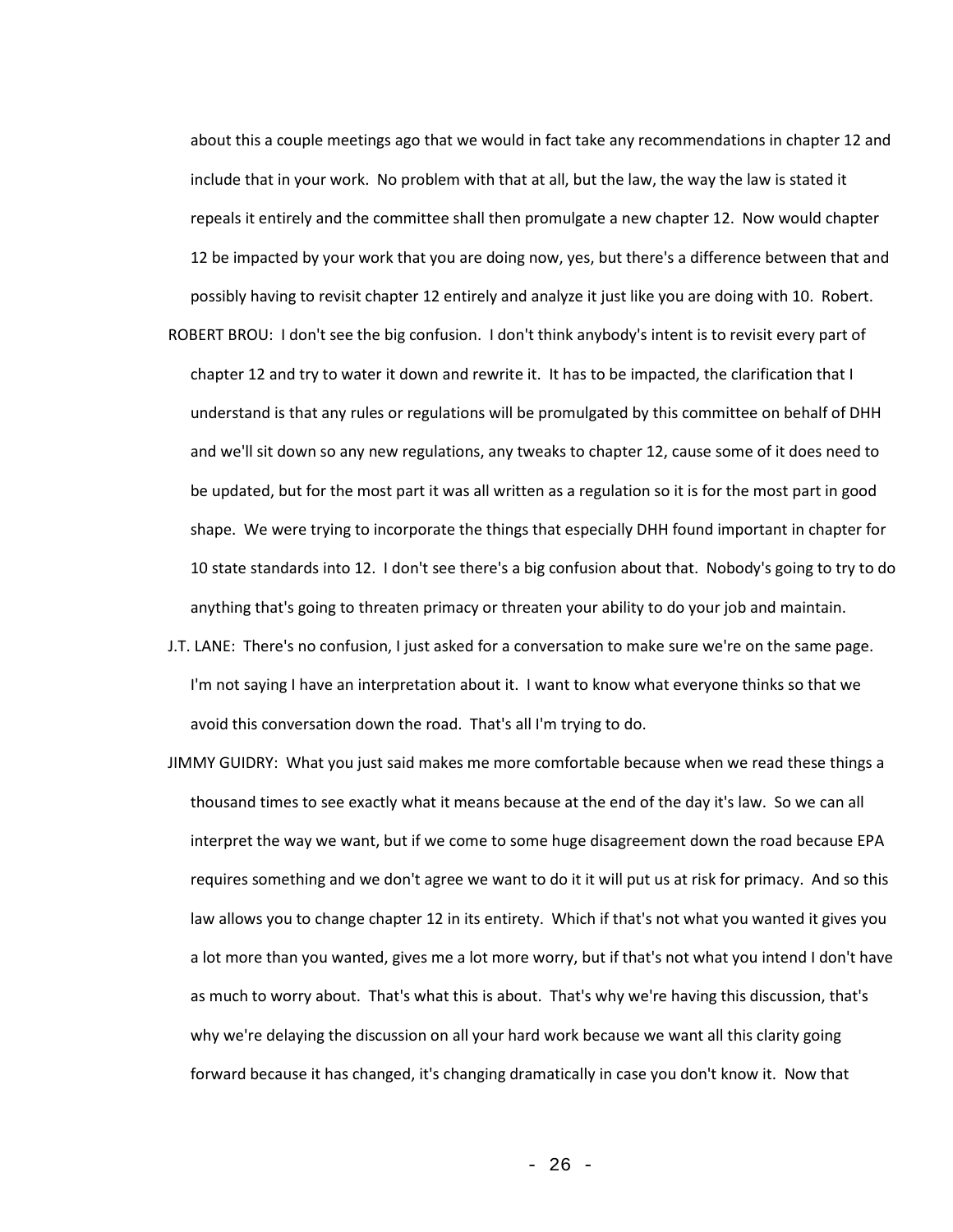about this a couple meetings ago that we would in fact take any recommendations in chapter 12 and include that in your work. No problem with that at all, but the law, the way the law is stated it repeals it entirely and the committee shall then promulgate a new chapter 12. Now would chapter 12 be impacted by your work that you are doing now, yes, but there's a difference between that and possibly having to revisit chapter 12 entirely and analyze it just like you are doing with 10. Robert.

ROBERT BROU: I don't see the big confusion. I don't think anybody's intent is to revisit every part of chapter 12 and try to water it down and rewrite it. It has to be impacted, the clarification that I understand is that any rules or regulations will be promulgated by this committee on behalf of DHH and we'll sit down so any new regulations, any tweaks to chapter 12, cause some of it does need to be updated, but for the most part it was all written as a regulation so it is for the most part in good shape. We were trying to incorporate the things that especially DHH found important in chapter for 10 state standards into 12. I don't see there's a big confusion about that. Nobody's going to try to do anything that's going to threaten primacy or threaten your ability to do your job and maintain.

J.T. LANE: There's no confusion, I just asked for a conversation to make sure we're on the same page. I'm not saying I have an interpretation about it. I want to know what everyone thinks so that we avoid this conversation down the road. That's all I'm trying to do.

JIMMY GUIDRY: What you just said makes me more comfortable because when we read these things a thousand times to see exactly what it means because at the end of the day it's law. So we can all interpret the way we want, but if we come to some huge disagreement down the road because EPA requires something and we don't agree we want to do it it will put us at risk for primacy. And so this law allows you to change chapter 12 in its entirety. Which if that's not what you wanted it gives you a lot more than you wanted, gives me a lot more worry, but if that's not what you intend I don't have as much to worry about. That's what this is about. That's why we're having this discussion, that's why we're delaying the discussion on all your hard work because we want all this clarity going forward because it has changed, it's changing dramatically in case you don't know it. Now that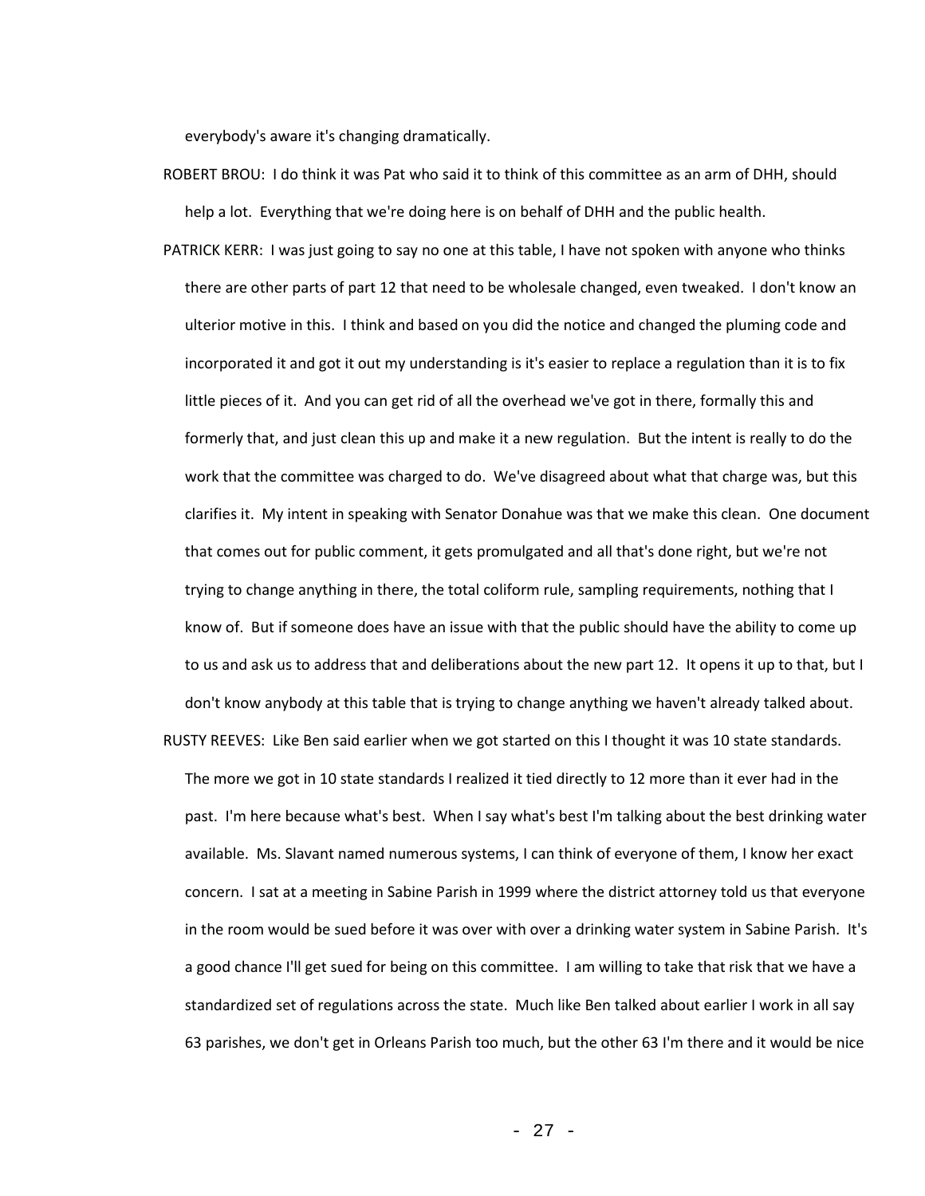everybody's aware it's changing dramatically.

ROBERT BROU: I do think it was Pat who said it to think of this committee as an arm of DHH, should help a lot. Everything that we're doing here is on behalf of DHH and the public health.

PATRICK KERR: I was just going to say no one at this table, I have not spoken with anyone who thinks there are other parts of part 12 that need to be wholesale changed, even tweaked. I don't know an ulterior motive in this. I think and based on you did the notice and changed the pluming code and incorporated it and got it out my understanding is it's easier to replace a regulation than it is to fix little pieces of it. And you can get rid of all the overhead we've got in there, formally this and formerly that, and just clean this up and make it a new regulation. But the intent is really to do the work that the committee was charged to do. We've disagreed about what that charge was, but this clarifies it. My intent in speaking with Senator Donahue was that we make this clean. One document that comes out for public comment, it gets promulgated and all that's done right, but we're not trying to change anything in there, the total coliform rule, sampling requirements, nothing that I know of. But if someone does have an issue with that the public should have the ability to come up to us and ask us to address that and deliberations about the new part 12. It opens it up to that, but I don't know anybody at this table that is trying to change anything we haven't already talked about.

RUSTY REEVES: Like Ben said earlier when we got started on this I thought it was 10 state standards. The more we got in 10 state standards I realized it tied directly to 12 more than it ever had in the past. I'm here because what's best. When I say what's best I'm talking about the best drinking water available. Ms. Slavant named numerous systems, I can think of everyone of them, I know her exact concern. I sat at a meeting in Sabine Parish in 1999 where the district attorney told us that everyone in the room would be sued before it was over with over a drinking water system in Sabine Parish. It's a good chance I'll get sued for being on this committee. I am willing to take that risk that we have a standardized set of regulations across the state. Much like Ben talked about earlier I work in all say 63 parishes, we don't get in Orleans Parish too much, but the other 63 I'm there and it would be nice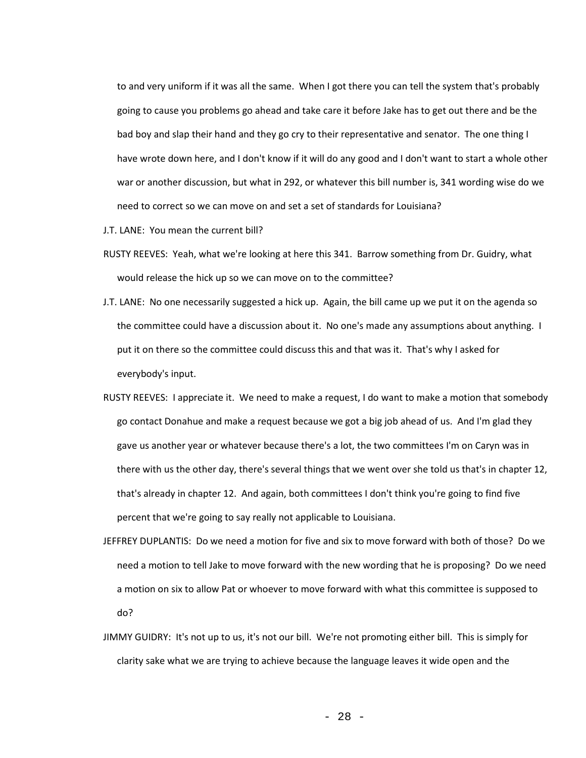to and very uniform if it was all the same. When I got there you can tell the system that's probably going to cause you problems go ahead and take care it before Jake has to get out there and be the bad boy and slap their hand and they go cry to their representative and senator. The one thing I have wrote down here, and I don't know if it will do any good and I don't want to start a whole other war or another discussion, but what in 292, or whatever this bill number is, 341 wording wise do we need to correct so we can move on and set a set of standards for Louisiana?

J.T. LANE: You mean the current bill?

RUSTY REEVES: Yeah, what we're looking at here this 341. Barrow something from Dr. Guidry, what would release the hick up so we can move on to the committee?

J.T. LANE: No one necessarily suggested a hick up. Again, the bill came up we put it on the agenda so the committee could have a discussion about it. No one's made any assumptions about anything. I put it on there so the committee could discuss this and that was it. That's why I asked for everybody's input.

RUSTY REEVES: I appreciate it. We need to make a request, I do want to make a motion that somebody go contact Donahue and make a request because we got a big job ahead of us. And I'm glad they gave us another year or whatever because there's a lot, the two committees I'm on Caryn was in there with us the other day, there's several things that we went over she told us that's in chapter 12, that's already in chapter 12. And again, both committees I don't think you're going to find five percent that we're going to say really not applicable to Louisiana.

JEFFREY DUPLANTIS: Do we need a motion for five and six to move forward with both of those? Do we need a motion to tell Jake to move forward with the new wording that he is proposing? Do we need a motion on six to allow Pat or whoever to move forward with what this committee is supposed to do?

JIMMY GUIDRY: It's not up to us, it's not our bill. We're not promoting either bill. This is simply for clarity sake what we are trying to achieve because the language leaves it wide open and the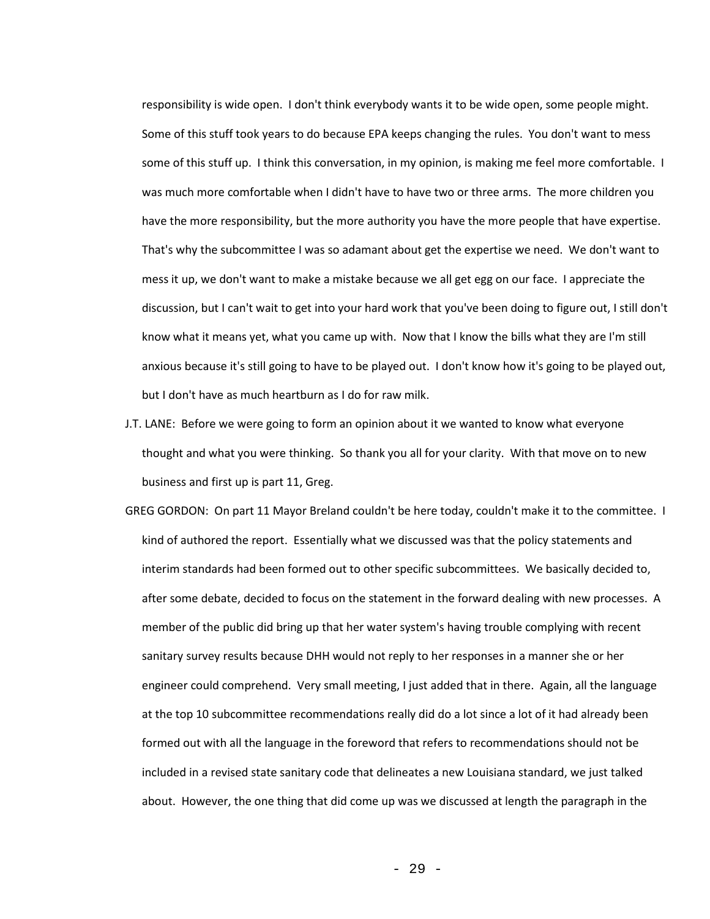responsibility is wide open. I don't think everybody wants it to be wide open, some people might. Some of this stuff took years to do because EPA keeps changing the rules. You don't want to mess some of this stuff up. I think this conversation, in my opinion, is making me feel more comfortable. I was much more comfortable when I didn't have to have two or three arms. The more children you have the more responsibility, but the more authority you have the more people that have expertise. That's why the subcommittee I was so adamant about get the expertise we need. We don't want to mess it up, we don't want to make a mistake because we all get egg on our face. I appreciate the discussion, but I can't wait to get into your hard work that you've been doing to figure out, I still don't know what it means yet, what you came up with. Now that I know the bills what they are I'm still anxious because it's still going to have to be played out. I don't know how it's going to be played out, but I don't have as much heartburn as I do for raw milk.

J.T. LANE: Before we were going to form an opinion about it we wanted to know what everyone thought and what you were thinking. So thank you all for your clarity. With that move on to new business and first up is part 11, Greg.

GREG GORDON: On part 11 Mayor Breland couldn't be here today, couldn't make it to the committee. I kind of authored the report. Essentially what we discussed was that the policy statements and interim standards had been formed out to other specific subcommittees. We basically decided to, after some debate, decided to focus on the statement in the forward dealing with new processes. A member of the public did bring up that her water system's having trouble complying with recent sanitary survey results because DHH would not reply to her responses in a manner she or her engineer could comprehend. Very small meeting, I just added that in there. Again, all the language at the top 10 subcommittee recommendations really did do a lot since a lot of it had already been formed out with all the language in the foreword that refers to recommendations should not be included in a revised state sanitary code that delineates a new Louisiana standard, we just talked about. However, the one thing that did come up was we discussed at length the paragraph in the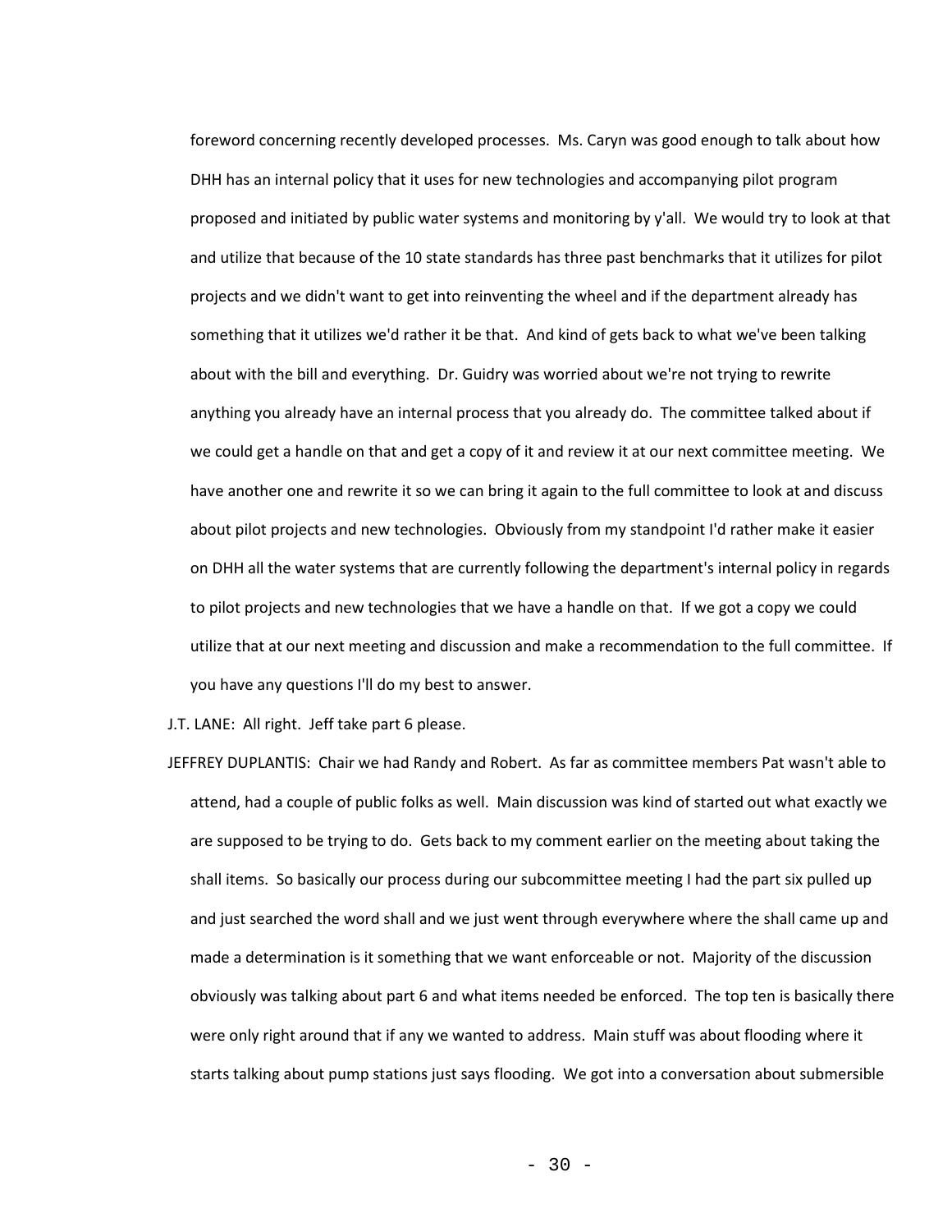foreword concerning recently developed processes. Ms. Caryn was good enough to talk about how DHH has an internal policy that it uses for new technologies and accompanying pilot program proposed and initiated by public water systems and monitoring by y'all. We would try to look at that and utilize that because of the 10 state standards has three past benchmarks that it utilizes for pilot projects and we didn't want to get into reinventing the wheel and if the department already has something that it utilizes we'd rather it be that. And kind of gets back to what we've been talking about with the bill and everything. Dr. Guidry was worried about we're not trying to rewrite anything you already have an internal process that you already do. The committee talked about if we could get a handle on that and get a copy of it and review it at our next committee meeting. We have another one and rewrite it so we can bring it again to the full committee to look at and discuss about pilot projects and new technologies. Obviously from my standpoint I'd rather make it easier on DHH all the water systems that are currently following the department's internal policy in regards to pilot projects and new technologies that we have a handle on that. If we got a copy we could utilize that at our next meeting and discussion and make a recommendation to the full committee. If you have any questions I'll do my best to answer.

J.T. LANE: All right. Jeff take part 6 please.

JEFFREY DUPLANTIS: Chair we had Randy and Robert. As far as committee members Pat wasn't able to attend, had a couple of public folks as well. Main discussion was kind of started out what exactly we are supposed to be trying to do. Gets back to my comment earlier on the meeting about taking the shall items. So basically our process during our subcommittee meeting I had the part six pulled up and just searched the word shall and we just went through everywhere where the shall came up and made a determination is it something that we want enforceable or not. Majority of the discussion obviously was talking about part 6 and what items needed be enforced. The top ten is basically there were only right around that if any we wanted to address. Main stuff was about flooding where it starts talking about pump stations just says flooding. We got into a conversation about submersible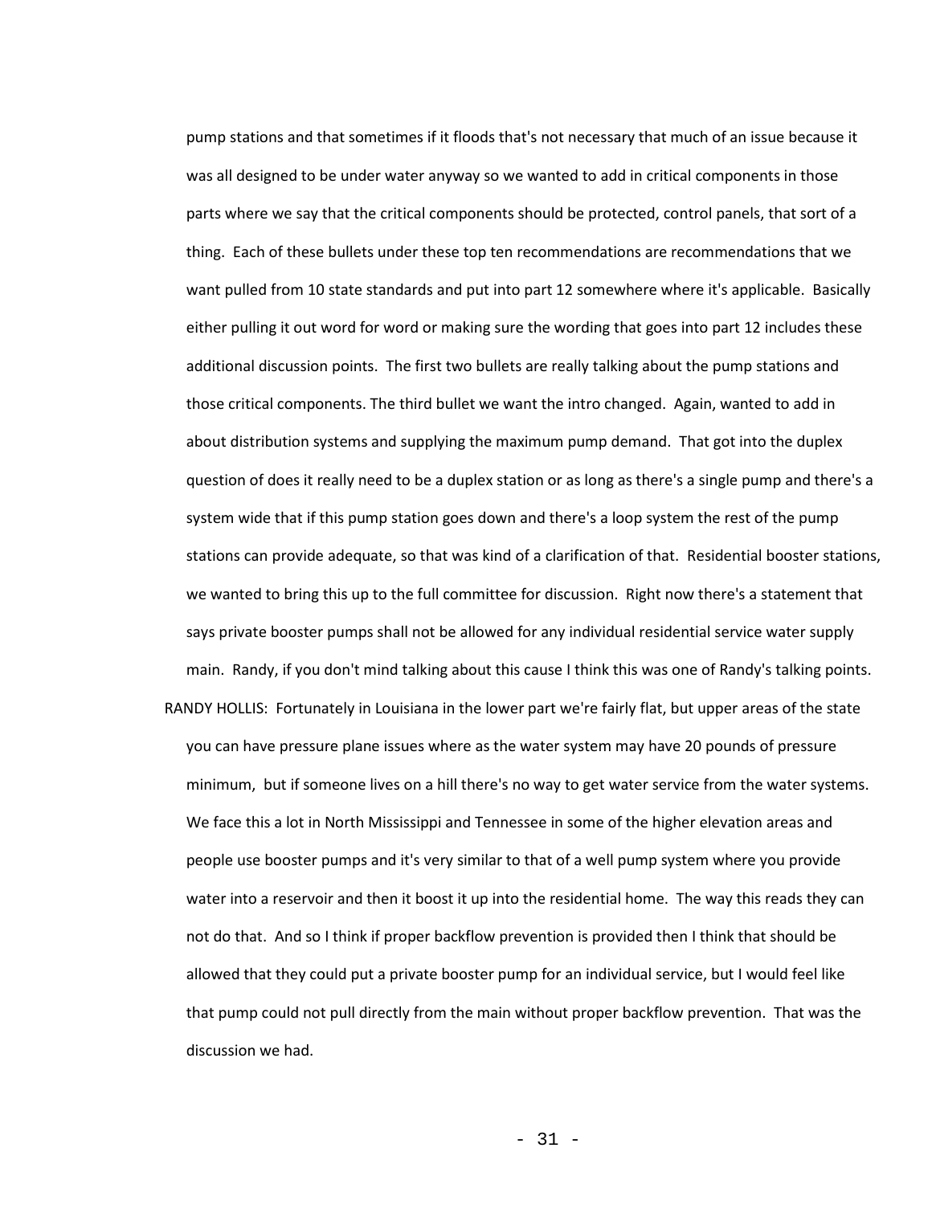pump stations and that sometimes if it floods that's not necessary that much of an issue because it was all designed to be under water anyway so we wanted to add in critical components in those parts where we say that the critical components should be protected, control panels, that sort of a thing. Each of these bullets under these top ten recommendations are recommendations that we want pulled from 10 state standards and put into part 12 somewhere where it's applicable. Basically either pulling it out word for word or making sure the wording that goes into part 12 includes these additional discussion points. The first two bullets are really talking about the pump stations and those critical components. The third bullet we want the intro changed. Again, wanted to add in about distribution systems and supplying the maximum pump demand. That got into the duplex question of does it really need to be a duplex station or as long as there's a single pump and there's a system wide that if this pump station goes down and there's a loop system the rest of the pump stations can provide adequate, so that was kind of a clarification of that. Residential booster stations, we wanted to bring this up to the full committee for discussion. Right now there's a statement that says private booster pumps shall not be allowed for any individual residential service water supply main. Randy, if you don't mind talking about this cause I think this was one of Randy's talking points.

RANDY HOLLIS: Fortunately in Louisiana in the lower part we're fairly flat, but upper areas of the state you can have pressure plane issues where as the water system may have 20 pounds of pressure minimum, but if someone lives on a hill there's no way to get water service from the water systems. We face this a lot in North Mississippi and Tennessee in some of the higher elevation areas and people use booster pumps and it's very similar to that of a well pump system where you provide water into a reservoir and then it boost it up into the residential home. The way this reads they can not do that. And so I think if proper backflow prevention is provided then I think that should be allowed that they could put a private booster pump for an individual service, but I would feel like that pump could not pull directly from the main without proper backflow prevention. That was the discussion we had.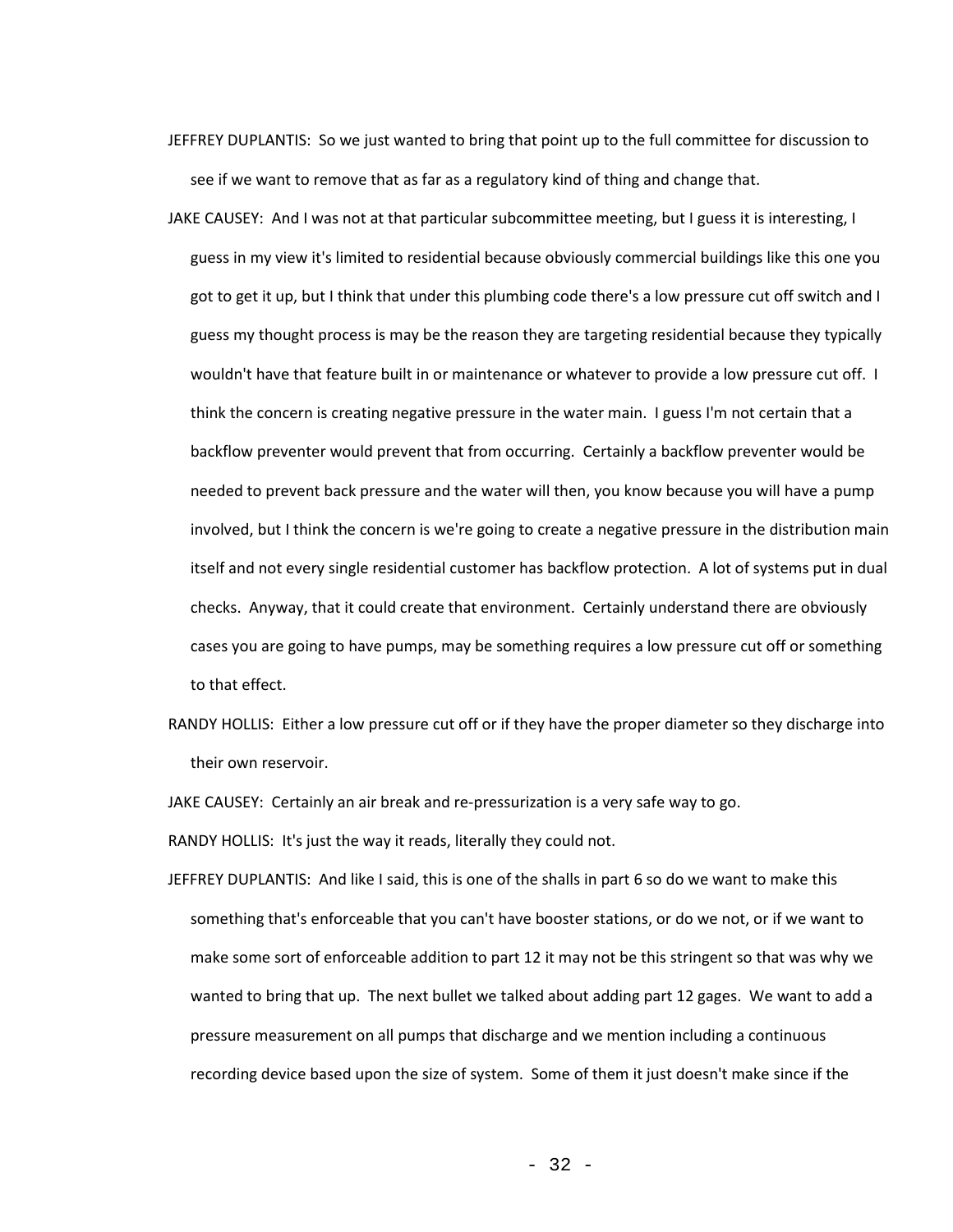JEFFREY DUPLANTIS: So we just wanted to bring that point up to the full committee for discussion to see if we want to remove that as far as a regulatory kind of thing and change that.

JAKE CAUSEY: And I was not at that particular subcommittee meeting, but I guess it is interesting, I guess in my view it's limited to residential because obviously commercial buildings like this one you got to get it up, but I think that under this plumbing code there's a low pressure cut off switch and I guess my thought process is may be the reason they are targeting residential because they typically wouldn't have that feature built in or maintenance or whatever to provide a low pressure cut off. I think the concern is creating negative pressure in the water main. I guess I'm not certain that a backflow preventer would prevent that from occurring. Certainly a backflow preventer would be needed to prevent back pressure and the water will then, you know because you will have a pump involved, but I think the concern is we're going to create a negative pressure in the distribution main itself and not every single residential customer has backflow protection. A lot of systems put in dual checks. Anyway, that it could create that environment. Certainly understand there are obviously cases you are going to have pumps, may be something requires a low pressure cut off or something to that effect.

RANDY HOLLIS: Either a low pressure cut off or if they have the proper diameter so they discharge into their own reservoir.

JAKE CAUSEY: Certainly an air break and re-pressurization is a very safe way to go.

RANDY HOLLIS: It's just the way it reads, literally they could not.

JEFFREY DUPLANTIS: And like I said, this is one of the shalls in part 6 so do we want to make this something that's enforceable that you can't have booster stations, or do we not, or if we want to make some sort of enforceable addition to part 12 it may not be this stringent so that was why we wanted to bring that up. The next bullet we talked about adding part 12 gages. We want to add a pressure measurement on all pumps that discharge and we mention including a continuous recording device based upon the size of system. Some of them it just doesn't make since if the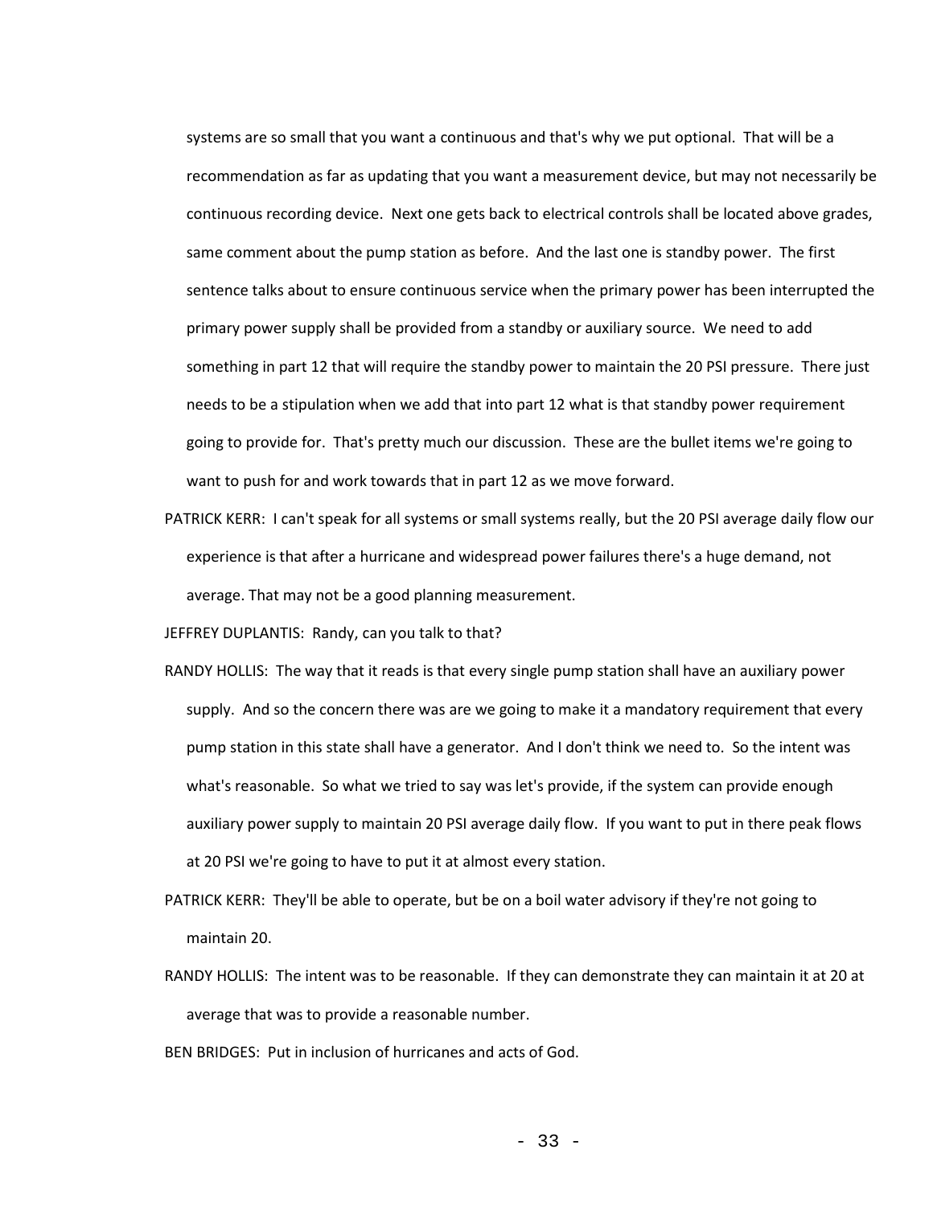systems are so small that you want a continuous and that's why we put optional. That will be a recommendation as far as updating that you want a measurement device, but may not necessarily be continuous recording device. Next one gets back to electrical controls shall be located above grades, same comment about the pump station as before. And the last one is standby power. The first sentence talks about to ensure continuous service when the primary power has been interrupted the primary power supply shall be provided from a standby or auxiliary source. We need to add something in part 12 that will require the standby power to maintain the 20 PSI pressure. There just needs to be a stipulation when we add that into part 12 what is that standby power requirement going to provide for. That's pretty much our discussion. These are the bullet items we're going to want to push for and work towards that in part 12 as we move forward.

PATRICK KERR: I can't speak for all systems or small systems really, but the 20 PSI average daily flow our experience is that after a hurricane and widespread power failures there's a huge demand, not average. That may not be a good planning measurement.

JEFFREY DUPLANTIS: Randy, can you talk to that?

RANDY HOLLIS: The way that it reads is that every single pump station shall have an auxiliary power supply. And so the concern there was are we going to make it a mandatory requirement that every pump station in this state shall have a generator. And I don't think we need to. So the intent was what's reasonable. So what we tried to say was let's provide, if the system can provide enough auxiliary power supply to maintain 20 PSI average daily flow. If you want to put in there peak flows at 20 PSI we're going to have to put it at almost every station.

PATRICK KERR: They'll be able to operate, but be on a boil water advisory if they're not going to maintain 20.

RANDY HOLLIS: The intent was to be reasonable. If they can demonstrate they can maintain it at 20 at average that was to provide a reasonable number.

BEN BRIDGES: Put in inclusion of hurricanes and acts of God.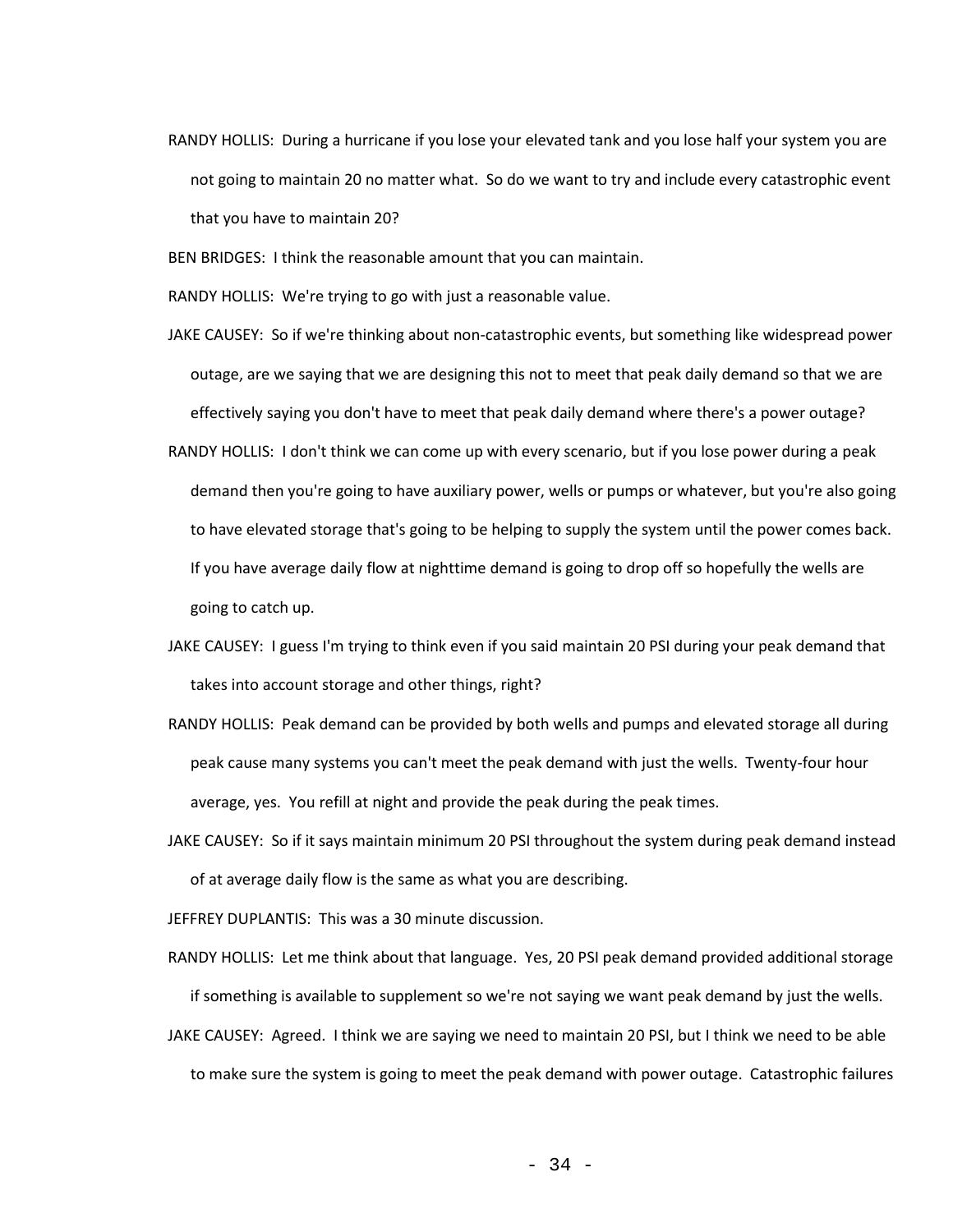RANDY HOLLIS: During a hurricane if you lose your elevated tank and you lose half your system you are not going to maintain 20 no matter what. So do we want to try and include every catastrophic event that you have to maintain 20?

BEN BRIDGES: I think the reasonable amount that you can maintain.

RANDY HOLLIS: We're trying to go with just a reasonable value.

JAKE CAUSEY: So if we're thinking about non-catastrophic events, but something like widespread power outage, are we saying that we are designing this not to meet that peak daily demand so that we are effectively saying you don't have to meet that peak daily demand where there's a power outage?

RANDY HOLLIS: I don't think we can come up with every scenario, but if you lose power during a peak demand then you're going to have auxiliary power, wells or pumps or whatever, but you're also going to have elevated storage that's going to be helping to supply the system until the power comes back. If you have average daily flow at nighttime demand is going to drop off so hopefully the wells are going to catch up.

JAKE CAUSEY: I guess I'm trying to think even if you said maintain 20 PSI during your peak demand that takes into account storage and other things, right?

RANDY HOLLIS: Peak demand can be provided by both wells and pumps and elevated storage all during peak cause many systems you can't meet the peak demand with just the wells. Twenty-four hour average, yes. You refill at night and provide the peak during the peak times.

JAKE CAUSEY: So if it says maintain minimum 20 PSI throughout the system during peak demand instead of at average daily flow is the same as what you are describing.

JEFFREY DUPLANTIS: This was a 30 minute discussion.

RANDY HOLLIS: Let me think about that language. Yes, 20 PSI peak demand provided additional storage if something is available to supplement so we're not saying we want peak demand by just the wells.

JAKE CAUSEY: Agreed. I think we are saying we need to maintain 20 PSI, but I think we need to be able to make sure the system is going to meet the peak demand with power outage. Catastrophic failures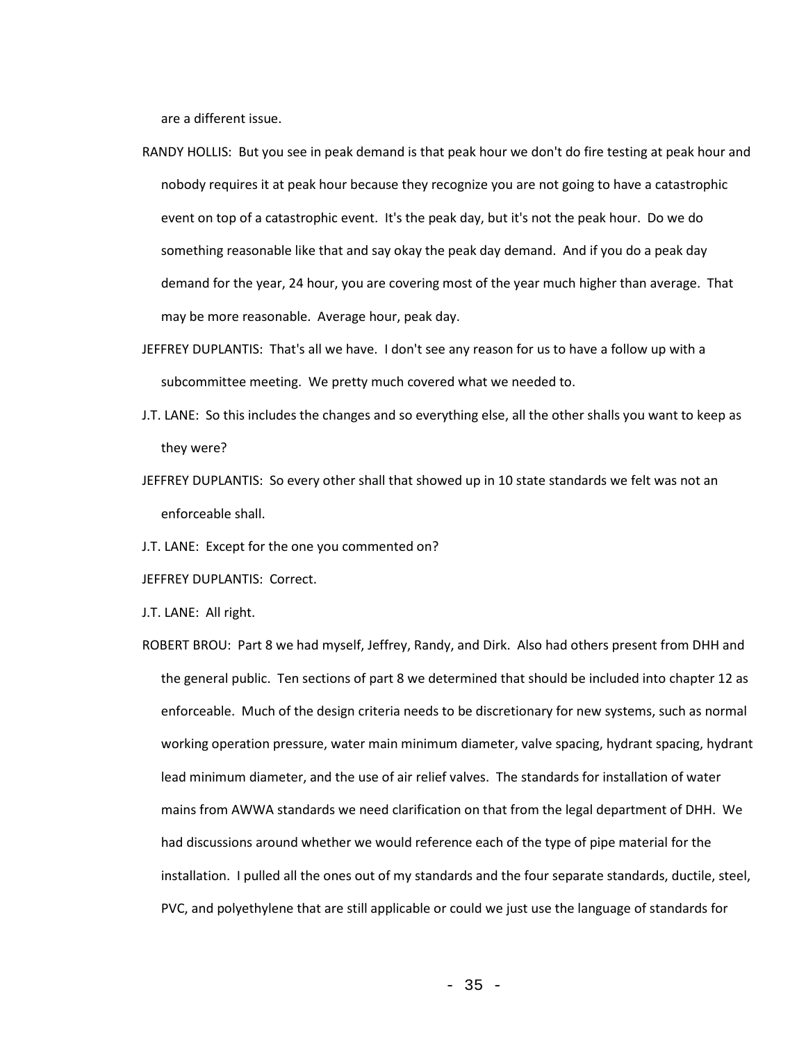are a different issue.

RANDY HOLLIS: But you see in peak demand is that peak hour we don't do fire testing at peak hour and nobody requires it at peak hour because they recognize you are not going to have a catastrophic event on top of a catastrophic event. It's the peak day, but it's not the peak hour. Do we do something reasonable like that and say okay the peak day demand. And if you do a peak day demand for the year, 24 hour, you are covering most of the year much higher than average. That may be more reasonable. Average hour, peak day.

JEFFREY DUPLANTIS: That's all we have. I don't see any reason for us to have a follow up with a subcommittee meeting. We pretty much covered what we needed to.

J.T. LANE: So this includes the changes and so everything else, all the other shalls you want to keep as they were?

JEFFREY DUPLANTIS: So every other shall that showed up in 10 state standards we felt was not an enforceable shall.

J.T. LANE: Except for the one you commented on?

JEFFREY DUPLANTIS: Correct.

J.T. LANE: All right.

ROBERT BROU: Part 8 we had myself, Jeffrey, Randy, and Dirk. Also had others present from DHH and the general public. Ten sections of part 8 we determined that should be included into chapter 12 as enforceable. Much of the design criteria needs to be discretionary for new systems, such as normal working operation pressure, water main minimum diameter, valve spacing, hydrant spacing, hydrant lead minimum diameter, and the use of air relief valves. The standards for installation of water mains from AWWA standards we need clarification on that from the legal department of DHH. We had discussions around whether we would reference each of the type of pipe material for the installation. I pulled all the ones out of my standards and the four separate standards, ductile, steel, PVC, and polyethylene that are still applicable or could we just use the language of standards for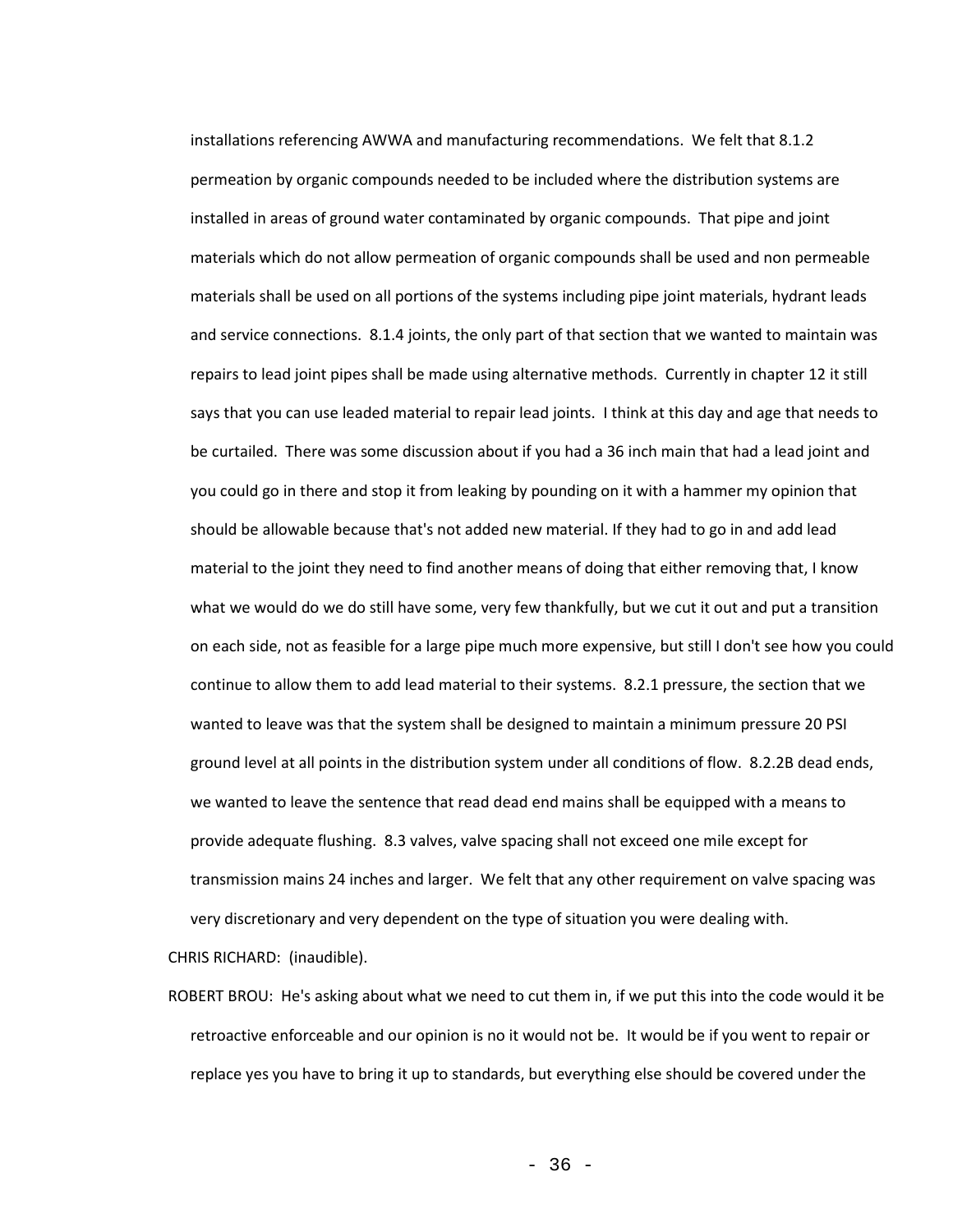installations referencing AWWA and manufacturing recommendations. We felt that 8.1.2 permeation by organic compounds needed to be included where the distribution systems are installed in areas of ground water contaminated by organic compounds. That pipe and joint materials which do not allow permeation of organic compounds shall be used and non permeable materials shall be used on all portions of the systems including pipe joint materials, hydrant leads and service connections. 8.1.4 joints, the only part of that section that we wanted to maintain was repairs to lead joint pipes shall be made using alternative methods. Currently in chapter 12 it still says that you can use leaded material to repair lead joints. I think at this day and age that needs to be curtailed. There was some discussion about if you had a 36 inch main that had a lead joint and you could go in there and stop it from leaking by pounding on it with a hammer my opinion that should be allowable because that's not added new material. If they had to go in and add lead material to the joint they need to find another means of doing that either removing that, I know what we would do we do still have some, very few thankfully, but we cut it out and put a transition on each side, not as feasible for a large pipe much more expensive, but still I don't see how you could continue to allow them to add lead material to their systems. 8.2.1 pressure, the section that we wanted to leave was that the system shall be designed to maintain a minimum pressure 20 PSI ground level at all points in the distribution system under all conditions of flow. 8.2.2B dead ends, we wanted to leave the sentence that read dead end mains shall be equipped with a means to provide adequate flushing. 8.3 valves, valve spacing shall not exceed one mile except for transmission mains 24 inches and larger. We felt that any other requirement on valve spacing was very discretionary and very dependent on the type of situation you were dealing with.

CHRIS RICHARD: (inaudible).

ROBERT BROU: He's asking about what we need to cut them in, if we put this into the code would it be retroactive enforceable and our opinion is no it would not be. It would be if you went to repair or replace yes you have to bring it up to standards, but everything else should be covered under the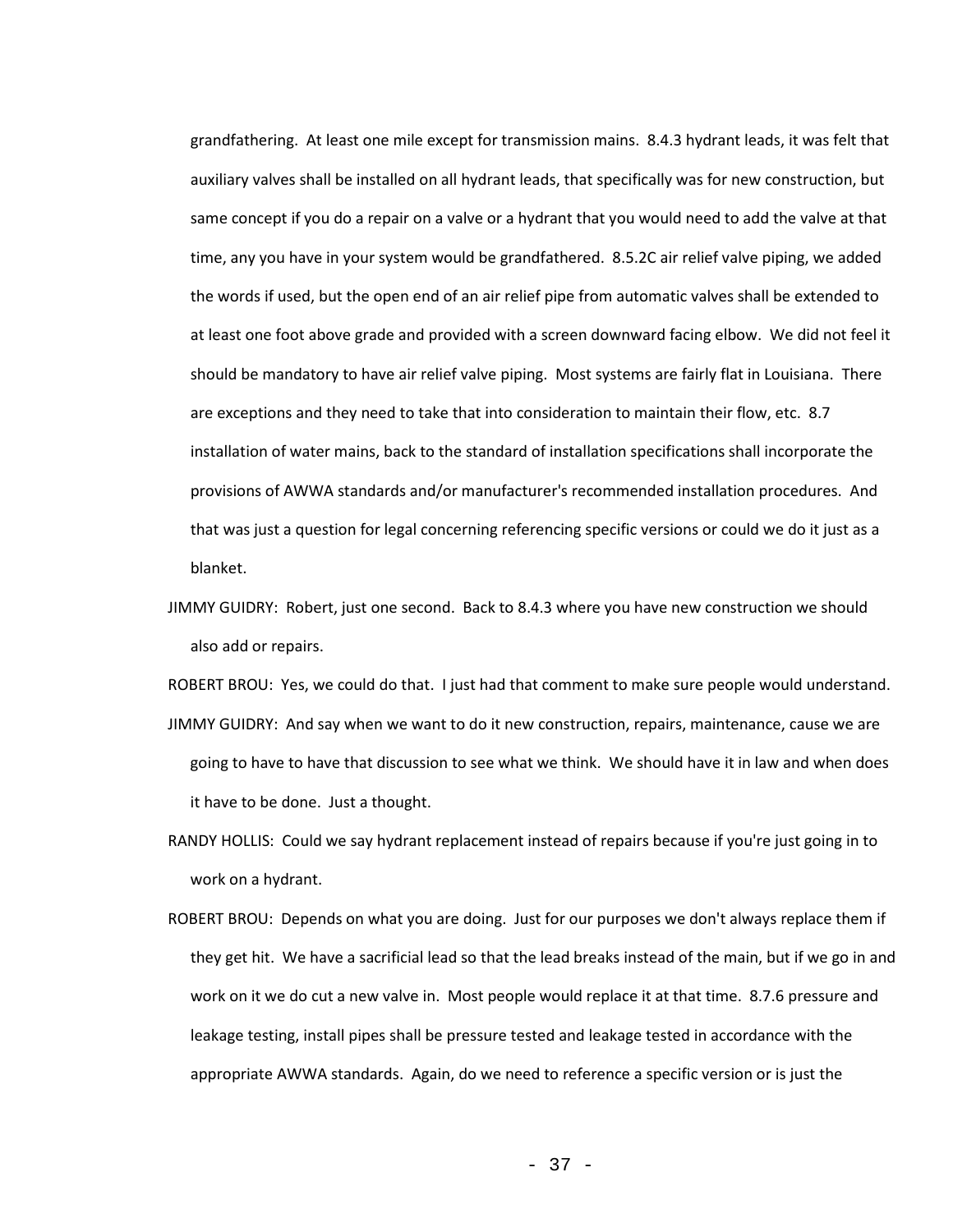grandfathering. At least one mile except for transmission mains. 8.4.3 hydrant leads, it was felt that auxiliary valves shall be installed on all hydrant leads, that specifically was for new construction, but same concept if you do a repair on a valve or a hydrant that you would need to add the valve at that time, any you have in your system would be grandfathered. 8.5.2C air relief valve piping, we added the words if used, but the open end of an air relief pipe from automatic valves shall be extended to at least one foot above grade and provided with a screen downward facing elbow. We did not feel it should be mandatory to have air relief valve piping. Most systems are fairly flat in Louisiana. There are exceptions and they need to take that into consideration to maintain their flow, etc. 8.7 installation of water mains, back to the standard of installation specifications shall incorporate the provisions of AWWA standards and/or manufacturer's recommended installation procedures. And that was just a question for legal concerning referencing specific versions or could we do it just as a blanket.

JIMMY GUIDRY: Robert, just one second. Back to 8.4.3 where you have new construction we should also add or repairs.

ROBERT BROU: Yes, we could do that. I just had that comment to make sure people would understand.

JIMMY GUIDRY: And say when we want to do it new construction, repairs, maintenance, cause we are going to have to have that discussion to see what we think. We should have it in law and when does it have to be done. Just a thought.

RANDY HOLLIS: Could we say hydrant replacement instead of repairs because if you're just going in to work on a hydrant.

ROBERT BROU: Depends on what you are doing. Just for our purposes we don't always replace them if they get hit. We have a sacrificial lead so that the lead breaks instead of the main, but if we go in and work on it we do cut a new valve in. Most people would replace it at that time. 8.7.6 pressure and leakage testing, install pipes shall be pressure tested and leakage tested in accordance with the appropriate AWWA standards. Again, do we need to reference a specific version or is just the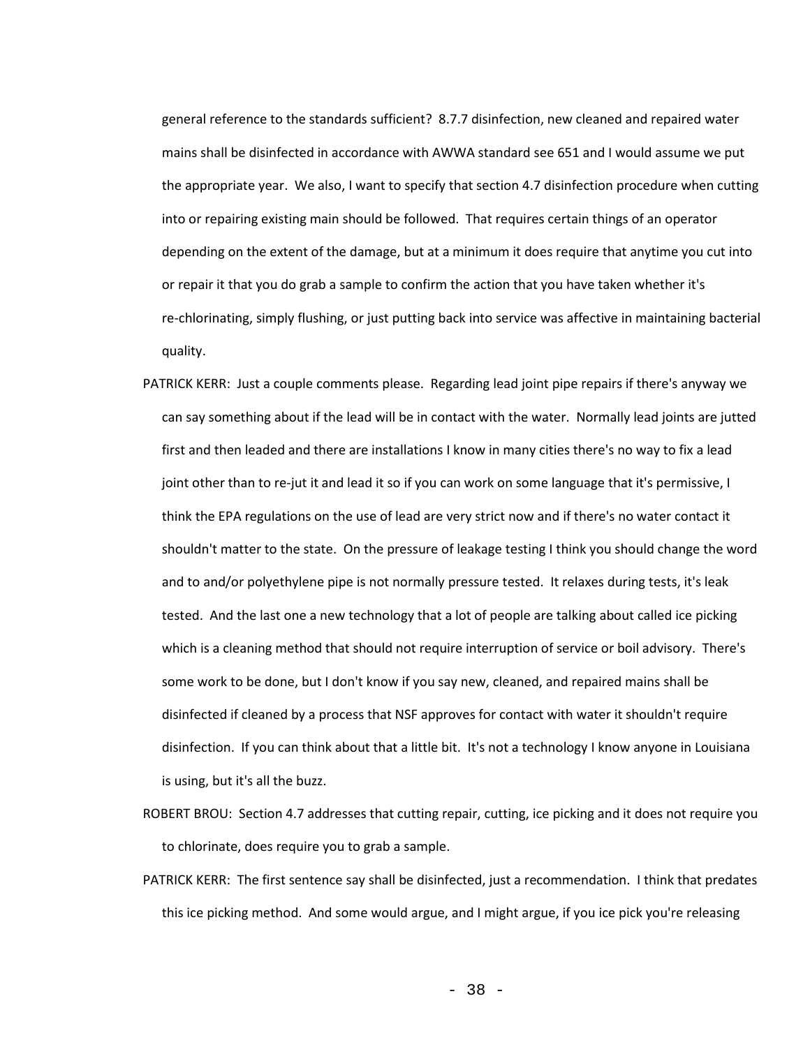general reference to the standards sufficient? 8.7.7 disinfection, new cleaned and repaired water mains shall be disinfected in accordance with AWWA standard see 651 and I would assume we put the appropriate year. We also, I want to specify that section 4.7 disinfection procedure when cutting into or repairing existing main should be followed. That requires certain things of an operator depending on the extent of the damage, but at a minimum it does require that anytime you cut into or repair it that you do grab a sample to confirm the action that you have taken whether it's re-chlorinating, simply flushing, or just putting back into service was affective in maintaining bacterial quality.

PATRICK KERR: Just a couple comments please. Regarding lead joint pipe repairs if there's anyway we can say something about if the lead will be in contact with the water. Normally lead joints are jutted first and then leaded and there are installations I know in many cities there's no way to fix a lead joint other than to re-jut it and lead it so if you can work on some language that it's permissive, I think the EPA regulations on the use of lead are very strict now and if there's no water contact it shouldn't matter to the state. On the pressure of leakage testing I think you should change the word and to and/or polyethylene pipe is not normally pressure tested. It relaxes during tests, it's leak tested. And the last one a new technology that a lot of people are talking about called ice picking which is a cleaning method that should not require interruption of service or boil advisory. There's some work to be done, but I don't know if you say new, cleaned, and repaired mains shall be disinfected if cleaned by a process that NSF approves for contact with water it shouldn't require disinfection. If you can think about that a little bit. It's not a technology I know anyone in Louisiana is using, but it's all the buzz.

ROBERT BROU: Section 4.7 addresses that cutting repair, cutting, ice picking and it does not require you to chlorinate, does require you to grab a sample.

PATRICK KERR: The first sentence say shall be disinfected, just a recommendation. I think that predates this ice picking method. And some would argue, and I might argue, if you ice pick you're releasing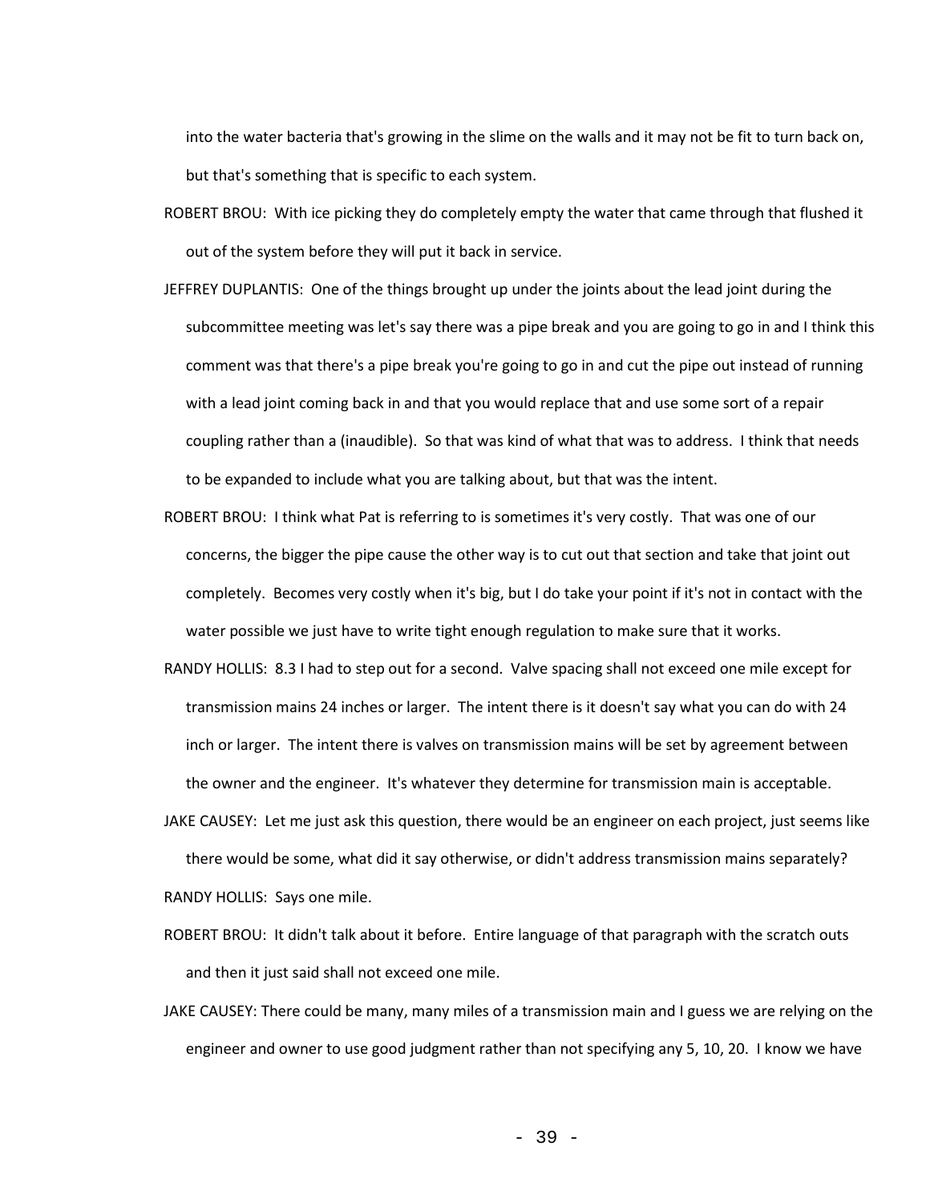into the water bacteria that's growing in the slime on the walls and it may not be fit to turn back on, but that's something that is specific to each system.

ROBERT BROU: With ice picking they do completely empty the water that came through that flushed it out of the system before they will put it back in service.

JEFFREY DUPLANTIS: One of the things brought up under the joints about the lead joint during the subcommittee meeting was let's say there was a pipe break and you are going to go in and I think this comment was that there's a pipe break you're going to go in and cut the pipe out instead of running with a lead joint coming back in and that you would replace that and use some sort of a repair coupling rather than a (inaudible). So that was kind of what that was to address. I think that needs to be expanded to include what you are talking about, but that was the intent.

ROBERT BROU: I think what Pat is referring to is sometimes it's very costly. That was one of our concerns, the bigger the pipe cause the other way is to cut out that section and take that joint out completely. Becomes very costly when it's big, but I do take your point if it's not in contact with the water possible we just have to write tight enough regulation to make sure that it works.

RANDY HOLLIS: 8.3 I had to step out for a second. Valve spacing shall not exceed one mile except for transmission mains 24 inches or larger. The intent there is it doesn't say what you can do with 24 inch or larger. The intent there is valves on transmission mains will be set by agreement between the owner and the engineer. It's whatever they determine for transmission main is acceptable.

JAKE CAUSEY: Let me just ask this question, there would be an engineer on each project, just seems like there would be some, what did it say otherwise, or didn't address transmission mains separately?

RANDY HOLLIS: Says one mile.

ROBERT BROU: It didn't talk about it before. Entire language of that paragraph with the scratch outs and then it just said shall not exceed one mile.

JAKE CAUSEY: There could be many, many miles of a transmission main and I guess we are relying on the engineer and owner to use good judgment rather than not specifying any 5, 10, 20. I know we have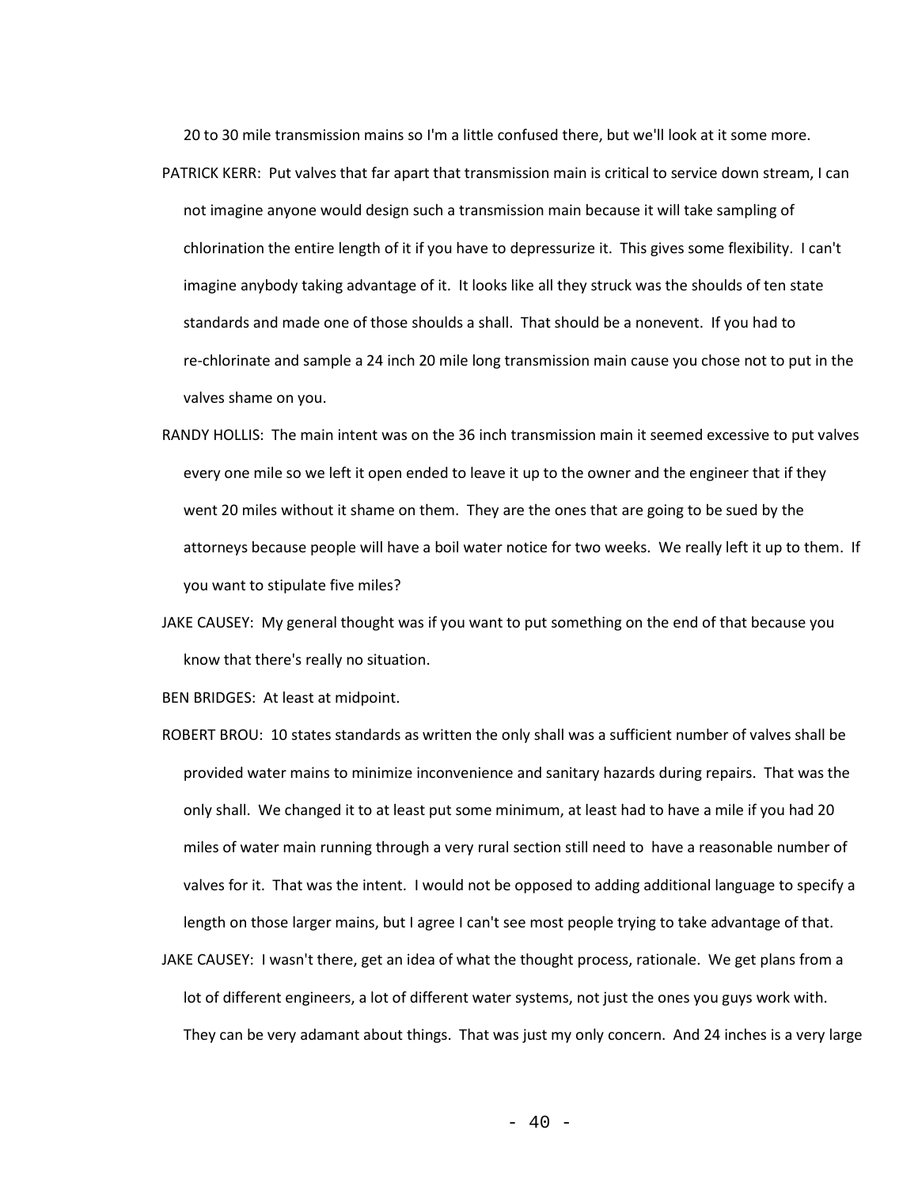20 to 30 mile transmission mains so I'm a little confused there, but we'll look at it some more.

PATRICK KERR: Put valves that far apart that transmission main is critical to service down stream, I can not imagine anyone would design such a transmission main because it will take sampling of chlorination the entire length of it if you have to depressurize it. This gives some flexibility. I can't imagine anybody taking advantage of it. It looks like all they struck was the shoulds of ten state standards and made one of those shoulds a shall. That should be a nonevent. If you had to re-chlorinate and sample a 24 inch 20 mile long transmission main cause you chose not to put in the valves shame on you.

RANDY HOLLIS: The main intent was on the 36 inch transmission main it seemed excessive to put valves every one mile so we left it open ended to leave it up to the owner and the engineer that if they went 20 miles without it shame on them. They are the ones that are going to be sued by the attorneys because people will have a boil water notice for two weeks. We really left it up to them. If you want to stipulate five miles?

JAKE CAUSEY: My general thought was if you want to put something on the end of that because you know that there's really no situation.

BEN BRIDGES: At least at midpoint.

ROBERT BROU: 10 states standards as written the only shall was a sufficient number of valves shall be provided water mains to minimize inconvenience and sanitary hazards during repairs. That was the only shall. We changed it to at least put some minimum, at least had to have a mile if you had 20 miles of water main running through a very rural section still need to have a reasonable number of valves for it. That was the intent. I would not be opposed to adding additional language to specify a length on those larger mains, but I agree I can't see most people trying to take advantage of that.

JAKE CAUSEY: I wasn't there, get an idea of what the thought process, rationale. We get plans from a lot of different engineers, a lot of different water systems, not just the ones you guys work with. They can be very adamant about things. That was just my only concern. And 24 inches is a very large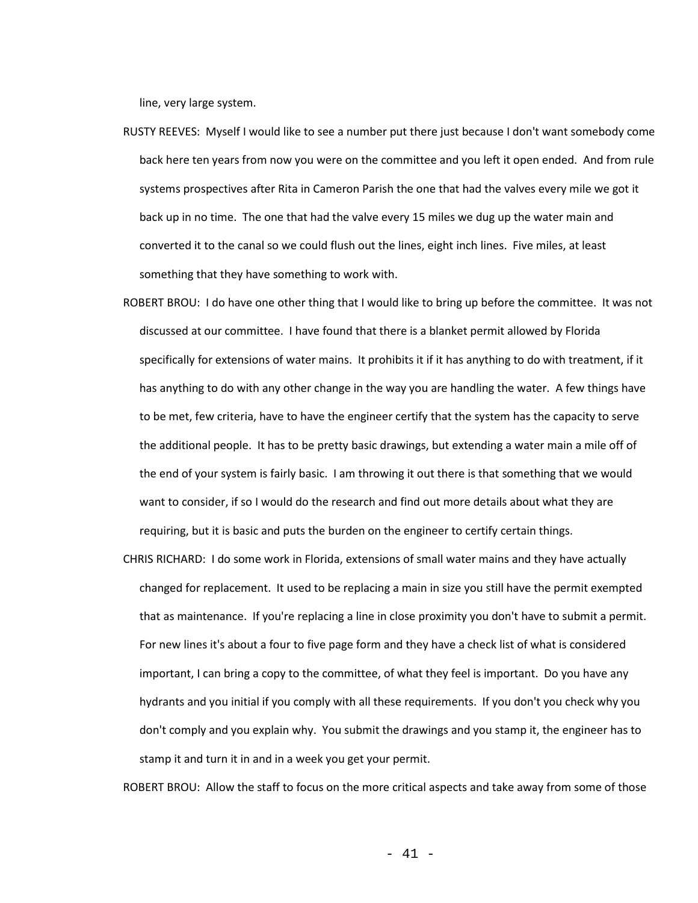line, very large system.

RUSTY REEVES: Myself I would like to see a number put there just because I don't want somebody come back here ten years from now you were on the committee and you left it open ended. And from rule systems prospectives after Rita in Cameron Parish the one that had the valves every mile we got it back up in no time. The one that had the valve every 15 miles we dug up the water main and converted it to the canal so we could flush out the lines, eight inch lines. Five miles, at least something that they have something to work with.

ROBERT BROU: I do have one other thing that I would like to bring up before the committee. It was not discussed at our committee. I have found that there is a blanket permit allowed by Florida specifically for extensions of water mains. It prohibits it if it has anything to do with treatment, if it has anything to do with any other change in the way you are handling the water. A few things have to be met, few criteria, have to have the engineer certify that the system has the capacity to serve the additional people. It has to be pretty basic drawings, but extending a water main a mile off of the end of your system is fairly basic. I am throwing it out there is that something that we would want to consider, if so I would do the research and find out more details about what they are requiring, but it is basic and puts the burden on the engineer to certify certain things.

CHRIS RICHARD: I do some work in Florida, extensions of small water mains and they have actually changed for replacement. It used to be replacing a main in size you still have the permit exempted that as maintenance. If you're replacing a line in close proximity you don't have to submit a permit. For new lines it's about a four to five page form and they have a check list of what is considered important, I can bring a copy to the committee, of what they feel is important. Do you have any hydrants and you initial if you comply with all these requirements. If you don't you check why you don't comply and you explain why. You submit the drawings and you stamp it, the engineer has to stamp it and turn it in and in a week you get your permit.

ROBERT BROU: Allow the staff to focus on the more critical aspects and take away from some of those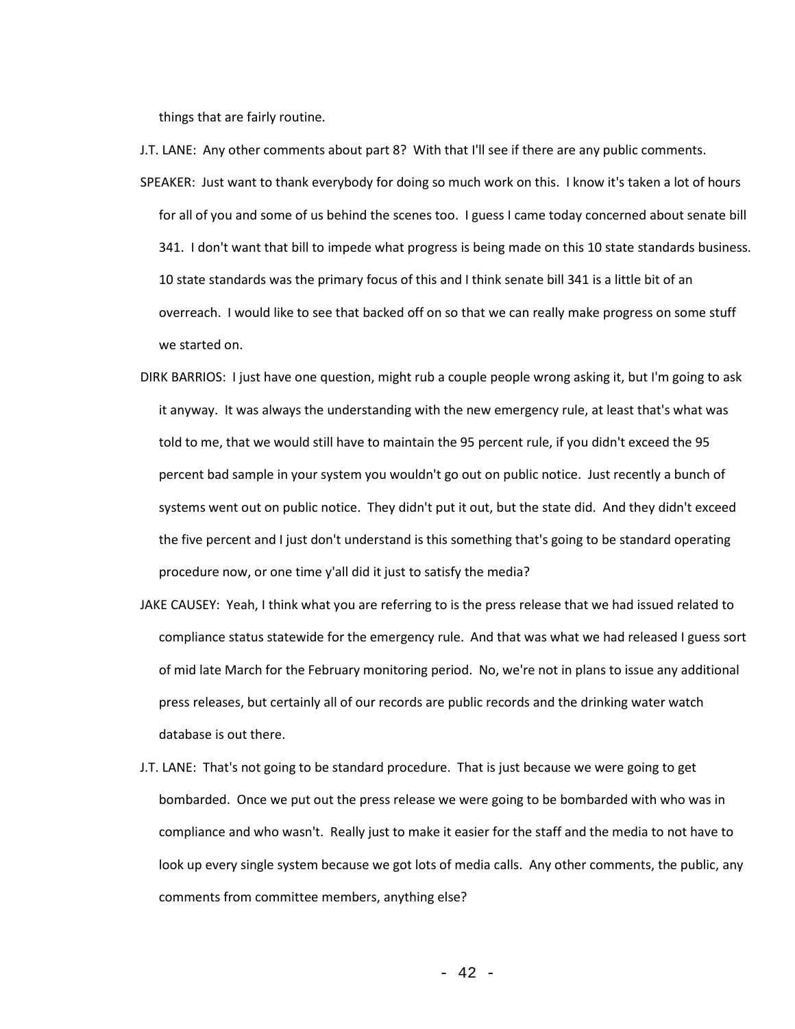things that are fairly routine.

J.T. LANE: Any other comments about part 8? With that I'll see if there are any public comments.

SPEAKER: Just want to thank everybody for doing so much work on this. I know it's taken a lot of hours for all of you and some of us behind the scenes too. I guess I came today concerned about senate bill 341. I don't want that bill to impede what progress is being made on this 10 state standards business. 10 state standards was the primary focus of this and I think senate bill 341 is a little bit of an overreach. I would like to see that backed off on so that we can really make progress on some stuff we started on.

DIRK BARRIOS: I just have one question, might rub a couple people wrong asking it, but I'm going to ask it anyway. It was always the understanding with the new emergency rule, at least that's what was told to me, that we would still have to maintain the 95 percent rule, if you didn't exceed the 95 percent bad sample in your system you wouldn't go out on public notice. Just recently a bunch of systems went out on public notice. They didn't put it out, but the state did. And they didn't exceed the five percent and I just don't understand is this something that's going to be standard operating procedure now, or one time y'all did it just to satisfy the media?

JAKE CAUSEY: Yeah, I think what you are referring to is the press release that we had issued related to compliance status statewide for the emergency rule. And that was what we had released I guess sort of mid late March for the February monitoring period. No, we're not in plans to issue any additional press releases, but certainly all of our records are public records and the drinking water watch database is out there.

J.T. LANE: That's not going to be standard procedure. That is just because we were going to get bombarded. Once we put out the press release we were going to be bombarded with who was in compliance and who wasn't. Really just to make it easier for the staff and the media to not have to look up every single system because we got lots of media calls. Any other comments, the public, any comments from committee members, anything else?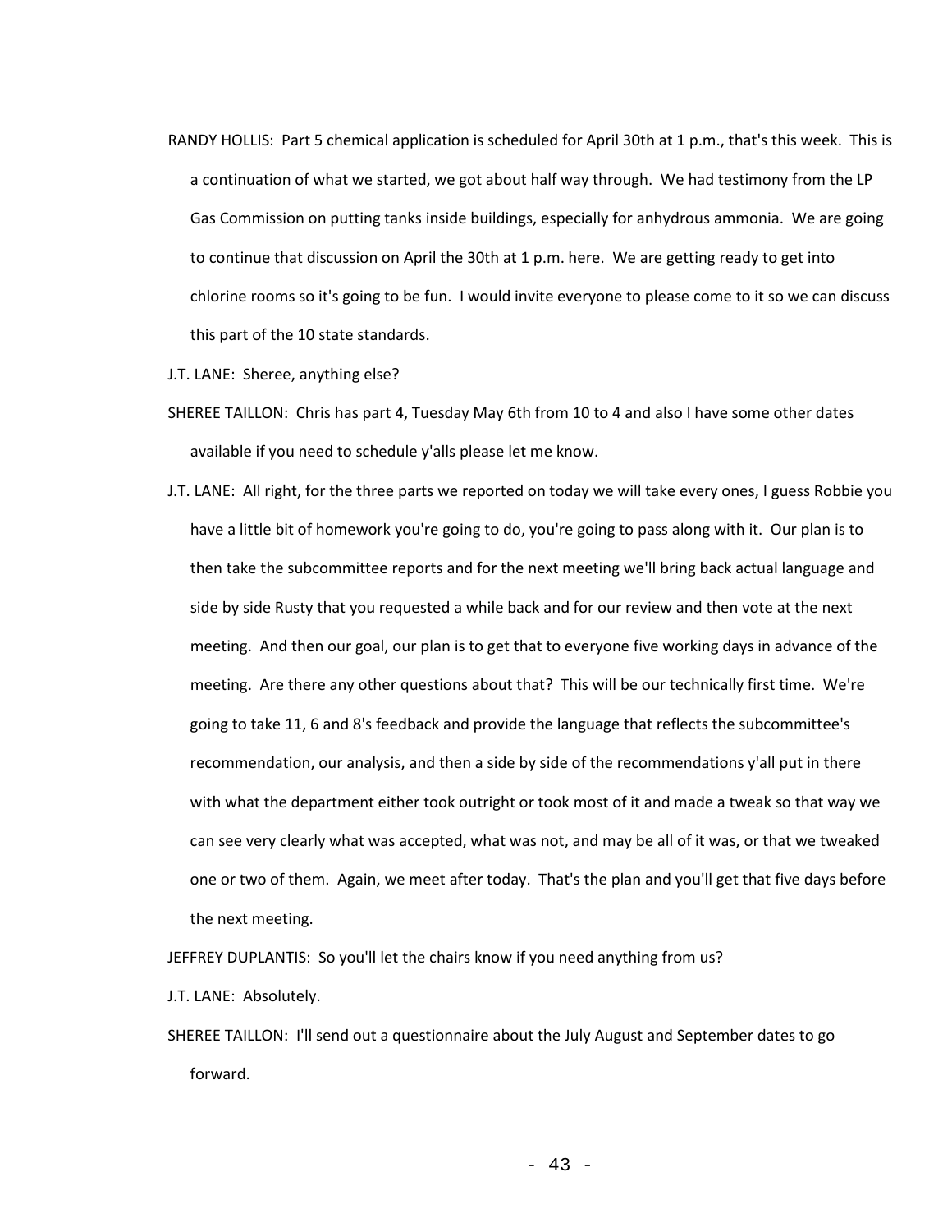RANDY HOLLIS: Part 5 chemical application is scheduled for April 30th at 1 p.m., that's this week. This is a continuation of what we started, we got about half way through. We had testimony from the LP Gas Commission on putting tanks inside buildings, especially for anhydrous ammonia. We are going to continue that discussion on April the 30th at 1 p.m. here. We are getting ready to get into chlorine rooms so it's going to be fun. I would invite everyone to please come to it so we can discuss this part of the 10 state standards.

J.T. LANE: Sheree, anything else?

SHEREE TAILLON: Chris has part 4, Tuesday May 6th from 10 to 4 and also I have some other dates available if you need to schedule y'alls please let me know.

J.T. LANE: All right, for the three parts we reported on today we will take every ones, I guess Robbie you have a little bit of homework you're going to do, you're going to pass along with it. Our plan is to then take the subcommittee reports and for the next meeting we'll bring back actual language and side by side Rusty that you requested a while back and for our review and then vote at the next meeting. And then our goal, our plan is to get that to everyone five working days in advance of the meeting. Are there any other questions about that? This will be our technically first time. We're going to take 11, 6 and 8's feedback and provide the language that reflects the subcommittee's recommendation, our analysis, and then a side by side of the recommendations y'all put in there with what the department either took outright or took most of it and made a tweak so that way we can see very clearly what was accepted, what was not, and may be all of it was, or that we tweaked one or two of them. Again, we meet after today. That's the plan and you'll get that five days before the next meeting.

JEFFREY DUPLANTIS: So you'll let the chairs know if you need anything from us?

J.T. LANE: Absolutely.

SHEREE TAILLON: I'll send out a questionnaire about the July August and September dates to go forward.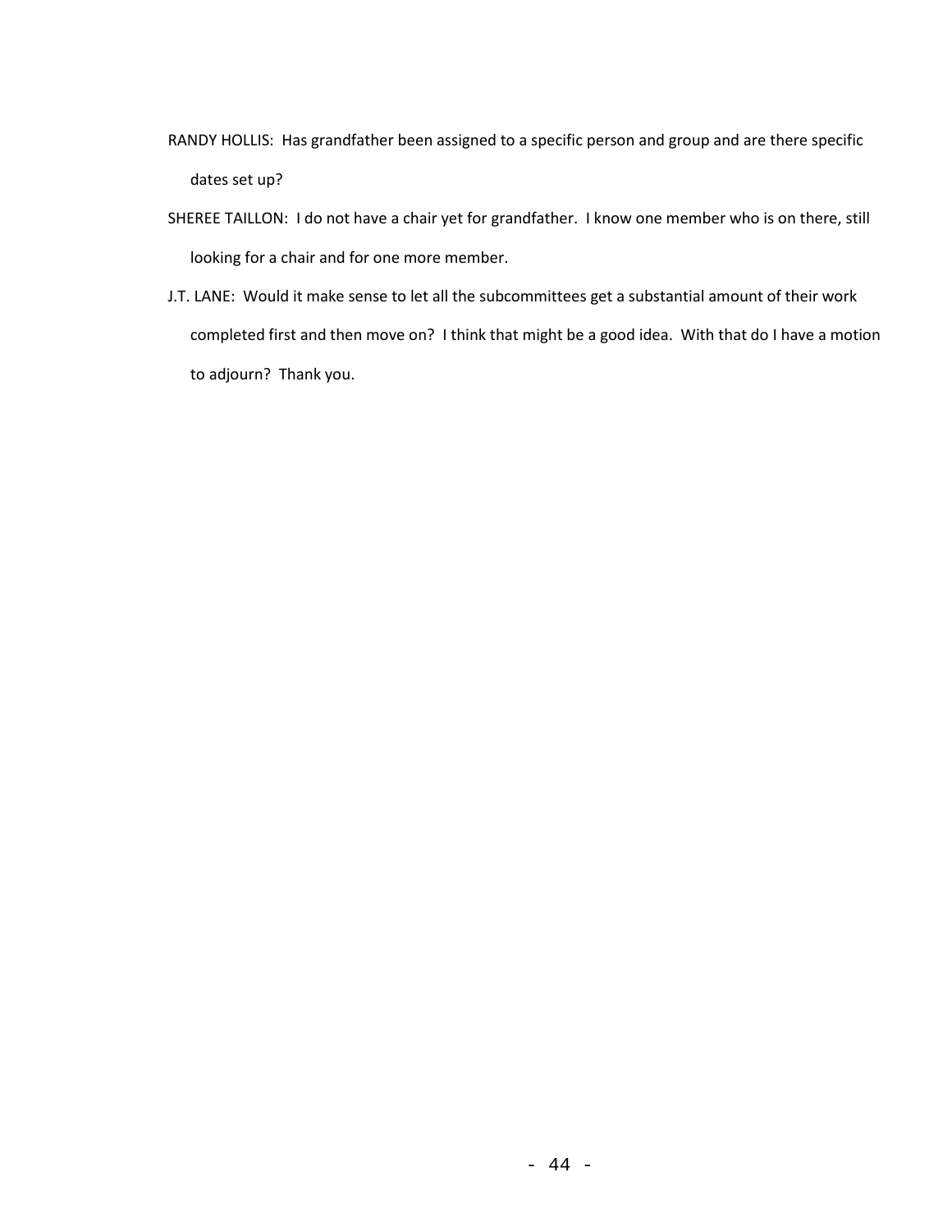RANDY HOLLIS: Has grandfather been assigned to a specific person and group and are there specific dates set up?

SHEREE TAILLON: I do not have a chair yet for grandfather. I know one member who is on there, still looking for a chair and for one more member.

J.T. LANE: Would it make sense to let all the subcommittees get a substantial amount of their work completed first and then move on? I think that might be a good idea. With that do I have a motion to adjourn? Thank you.